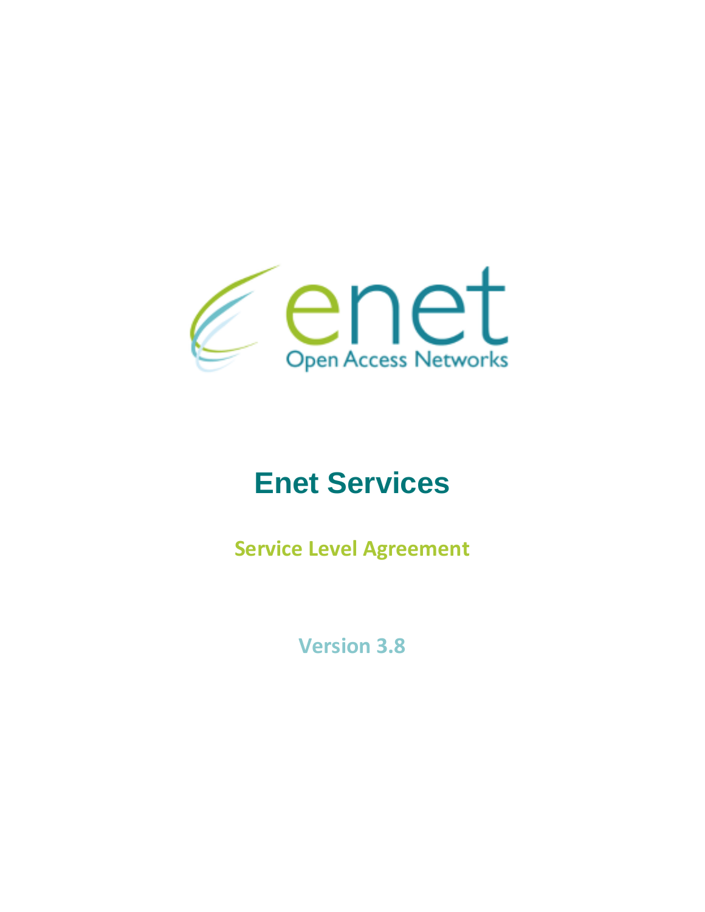enet

Open Access Networks

# Enet Services

## Service Level Agreement

### Version 3.8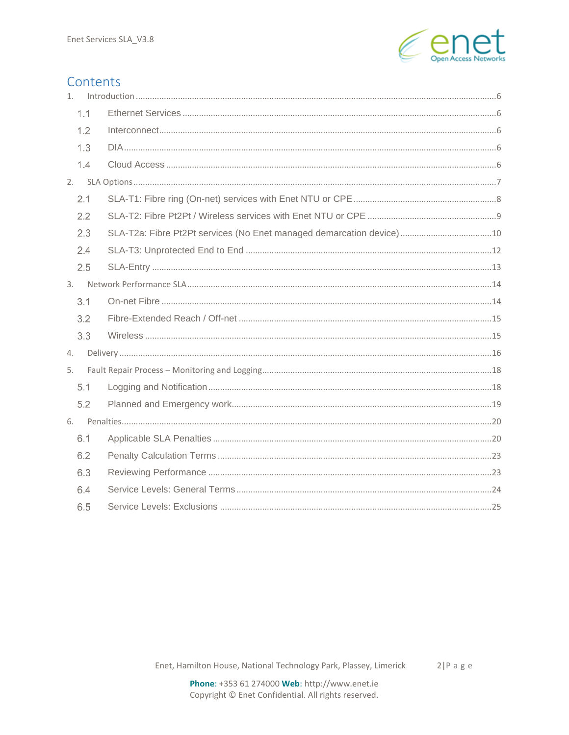# Contents

1. Introduction ....................................................................................................6
   - 1.1 Ethernet Services ....................................................................................6
   - 1.2 Interconnect.............................................................................................6
   - 1.3 DIA...........................................................................................................6
   - 1.4 Cloud Access ...........................................................................................6
2. SLA Options ......................................................................................................7
   - 2.1 SLA-T1: Fibre ring (On-net) services with Enet NTU or CPE ...................8
   - 2.2 SLA-T2: Fibre Pt2Pt / Wireless services with Enet NTU or CPE ..............9
   - 2.3 SLA-T2a: Fibre Pt2Pt services (No Enet managed demarcation device) ....10
   - 2.4 SLA-T3: Unprotected End to End ..........................................................12
   - 2.5 SLA-Entry ...............................................................................................13
3. Network Performance SLA..............................................................................14
   - 3.1 On-net Fibre ...........................................................................................14
   - 3.2 Fibre-Extended Reach / Off-net .............................................................15
   - 3.3 Wireless .................................................................................................15
4. Delivery ...........................................................................................................16
5. Fault Repair Process – Monitoring and Logging...............................................18
   - 5.1 Logging and Notification.........................................................................18
   - 5.2 Planned and Emergency work................................................................19
6. Penalties...........................................................................................................20
   - 6.1 Applicable SLA Penalties .......................................................................20
   - 6.2 Penalty Calculation Terms .....................................................................23
   - 6.3 Reviewing Performance .........................................................................23
   - 6.4 Service Levels: General Terms..............................................................24
   - 6.5 Service Levels: Exclusions .....................................................................25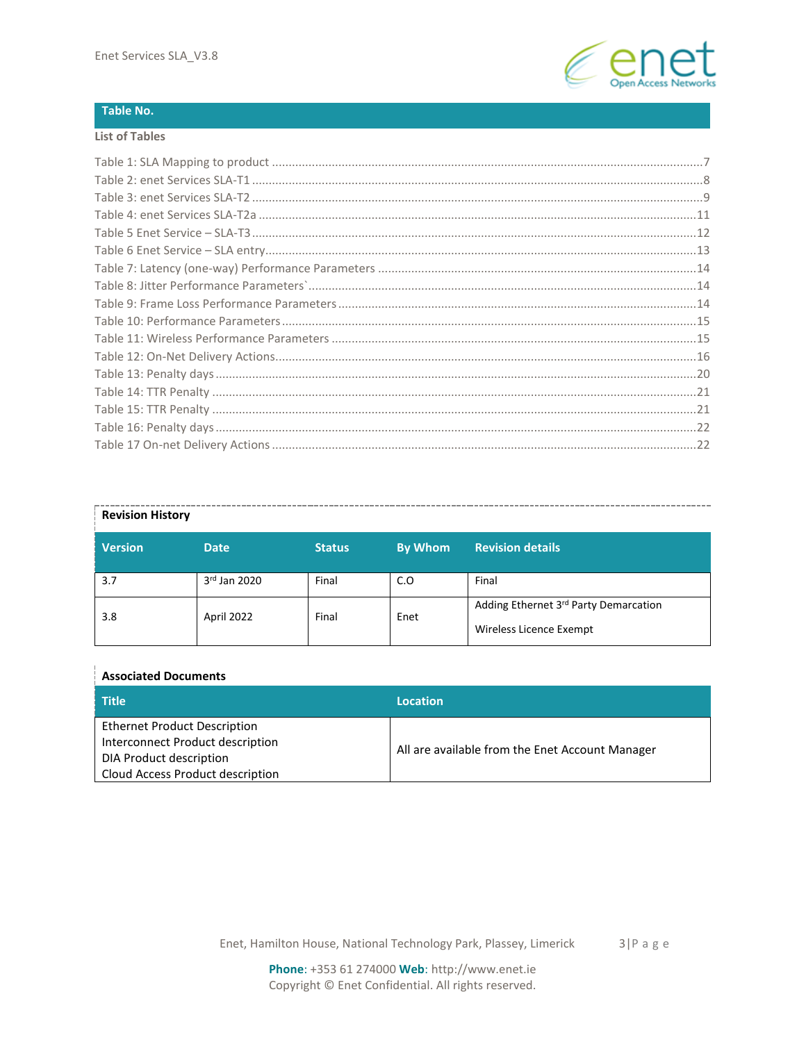## Table No.

**List of Tables**

Table 1: SLA Mapping to product ....7
Table 2: enet Services SLA-T1 ....8
Table 3: enet Services SLA-T2 ....9
Table 4: enet Services SLA-T2a ....11
Table 5 Enet Service – SLA-T3 ....12
Table 6 Enet Service – SLA entry....13
Table 7: Latency (one-way) Performance Parameters ....14
Table 8: Jitter Performance Parameters` ....14
Table 9: Frame Loss Performance Parameters ....14
Table 10: Performance Parameters ....15
Table 11: Wireless Performance Parameters ....15
Table 12: On-Net Delivery Actions....16
Table 13: Penalty days ....20
Table 14: TTR Penalty ....21
Table 15: TTR Penalty ....21
Table 16: Penalty days ....22
Table 17 On-net Delivery Actions ....22

**Revision History**

| Version | Date | Status | By Whom | Revision details |
|---|---|---|---|---|
| 3.7 | 3rd Jan 2020 | Final | C.O | Final |
| 3.8 | April 2022 | Final | Enet | Adding Ethernet 3rd Party Demarcation<br>Wireless Licence Exempt |

**Associated Documents**

| Title | Location |
|---|---|
| Ethernet Product Description<br>Interconnect Product description<br>DIA Product description<br>Cloud Access Product description | All are available from the Enet Account Manager |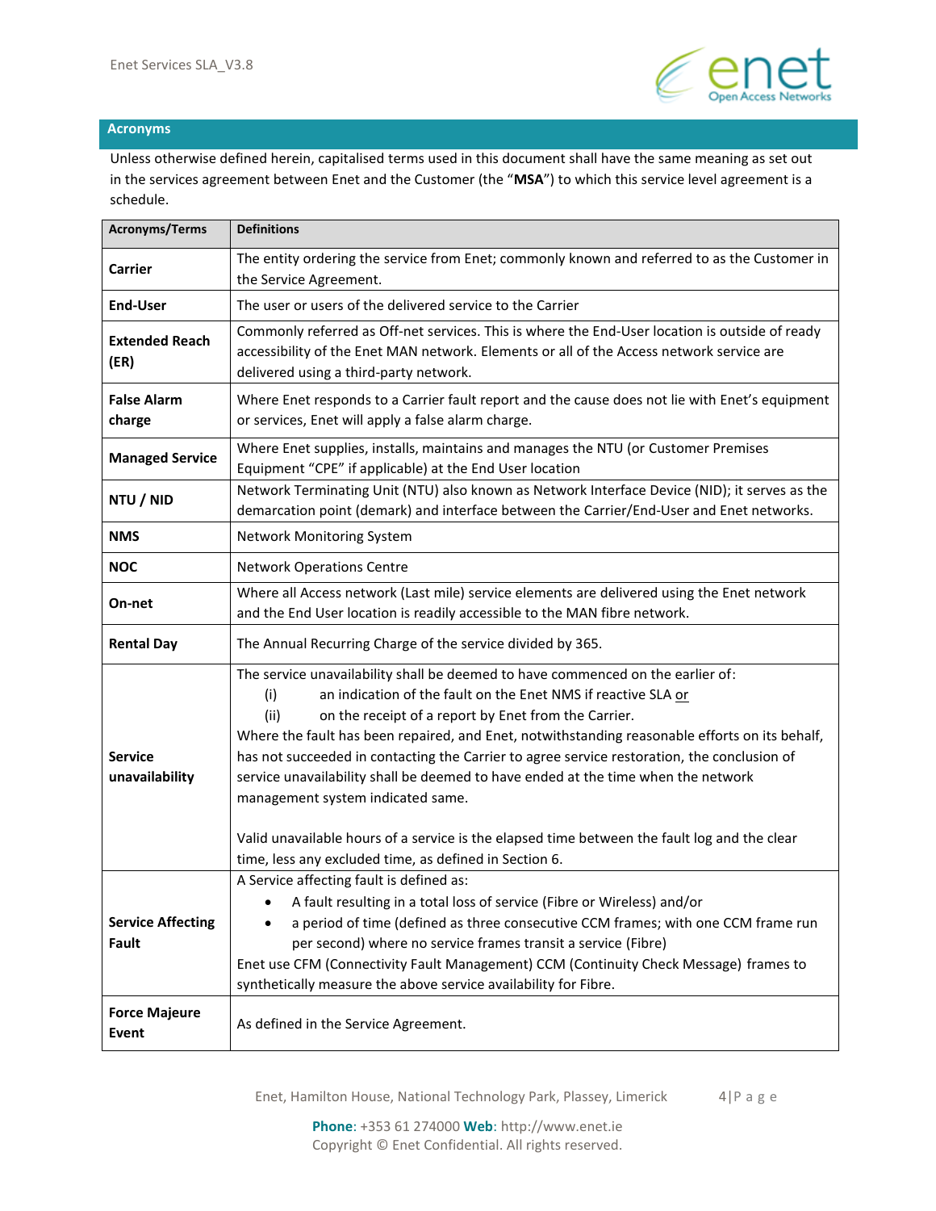## Acronyms

Unless otherwise defined herein, capitalised terms used in this document shall have the same meaning as set out in the services agreement between Enet and the Customer (the "**MSA**") to which this service level agreement is a schedule.

| Acronyms/Terms | Definitions |
|---|---|
| **Carrier** | The entity ordering the service from Enet; commonly known and referred to as the Customer in the Service Agreement. |
| **End-User** | The user or users of the delivered service to the Carrier |
| **Extended Reach (ER)** | Commonly referred as Off-net services. This is where the End-User location is outside of ready accessibility of the Enet MAN network. Elements or all of the Access network service are delivered using a third-party network. |
| **False Alarm charge** | Where Enet responds to a Carrier fault report and the cause does not lie with Enet's equipment or services, Enet will apply a false alarm charge. |
| **Managed Service** | Where Enet supplies, installs, maintains and manages the NTU (or Customer Premises Equipment "CPE" if applicable) at the End User location |
| **NTU / NID** | Network Terminating Unit (NTU) also known as Network Interface Device (NID); it serves as the demarcation point (demark) and interface between the Carrier/End-User and Enet networks. |
| **NMS** | Network Monitoring System |
| **NOC** | Network Operations Centre |
| **On-net** | Where all Access network (Last mile) service elements are delivered using the Enet network and the End User location is readily accessible to the MAN fibre network. |
| **Rental Day** | The Annual Recurring Charge of the service divided by 365. |
| **Service unavailability** | The service unavailability shall be deemed to have commenced on the earlier of:<br>(i) an indication of the fault on the Enet NMS if reactive SLA <u>or</u><br>(ii) on the receipt of a report by Enet from the Carrier.<br>Where the fault has been repaired, and Enet, notwithstanding reasonable efforts on its behalf, has not succeeded in contacting the Carrier to agree service restoration, the conclusion of service unavailability shall be deemed to have ended at the time when the network management system indicated same.<br><br>Valid unavailable hours of a service is the elapsed time between the fault log and the clear time, less any excluded time, as defined in Section 6. |
| **Service Affecting Fault** | A Service affecting fault is defined as:<br>• A fault resulting in a total loss of service (Fibre or Wireless) and/or<br>• a period of time (defined as three consecutive CCM frames; with one CCM frame run per second) where no service frames transit a service (Fibre)<br>Enet use CFM (Connectivity Fault Management) CCM (Continuity Check Message) frames to synthetically measure the above service availability for Fibre. |
| **Force Majeure Event** | As defined in the Service Agreement. |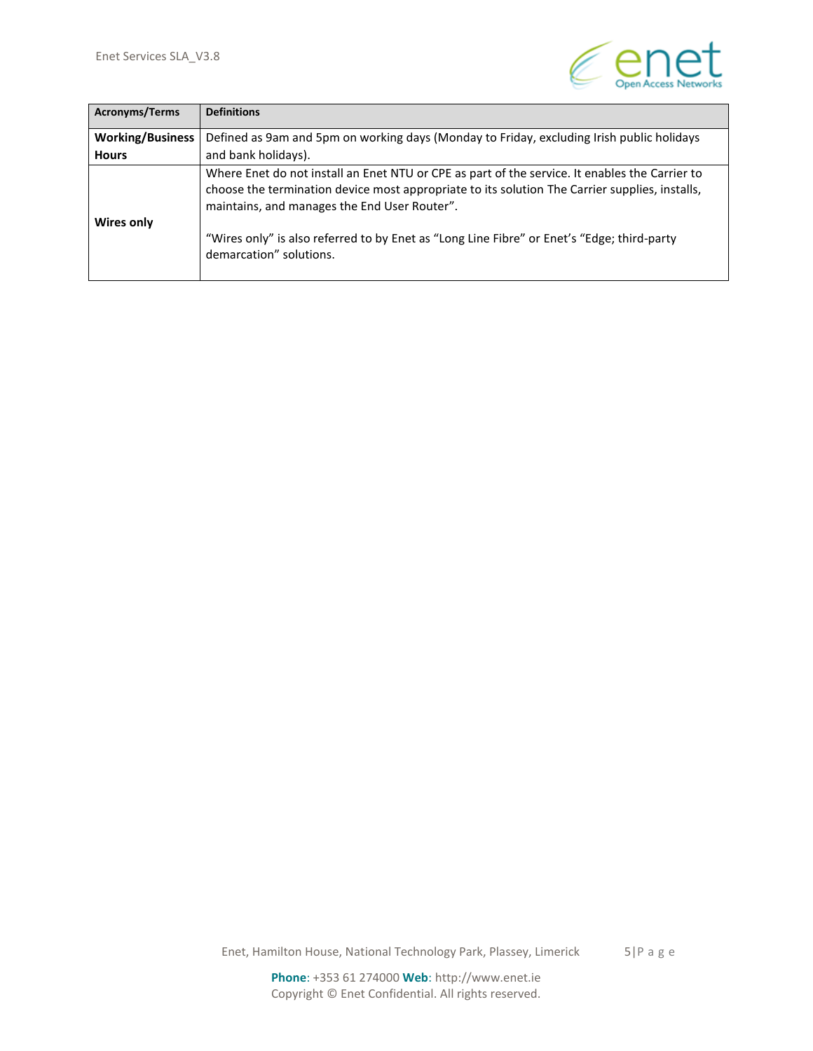| Acronyms/Terms | Definitions |
| --- | --- |
| **Working/Business Hours** | Defined as 9am and 5pm on working days (Monday to Friday, excluding Irish public holidays and bank holidays). |
| **Wires only** | Where Enet do not install an Enet NTU or CPE as part of the service. It enables the Carrier to choose the termination device most appropriate to its solution The Carrier supplies, installs, maintains, and manages the End User Router".<br><br>"Wires only" is also referred to by Enet as "Long Line Fibre" or Enet's "Edge; third-party demarcation" solutions. |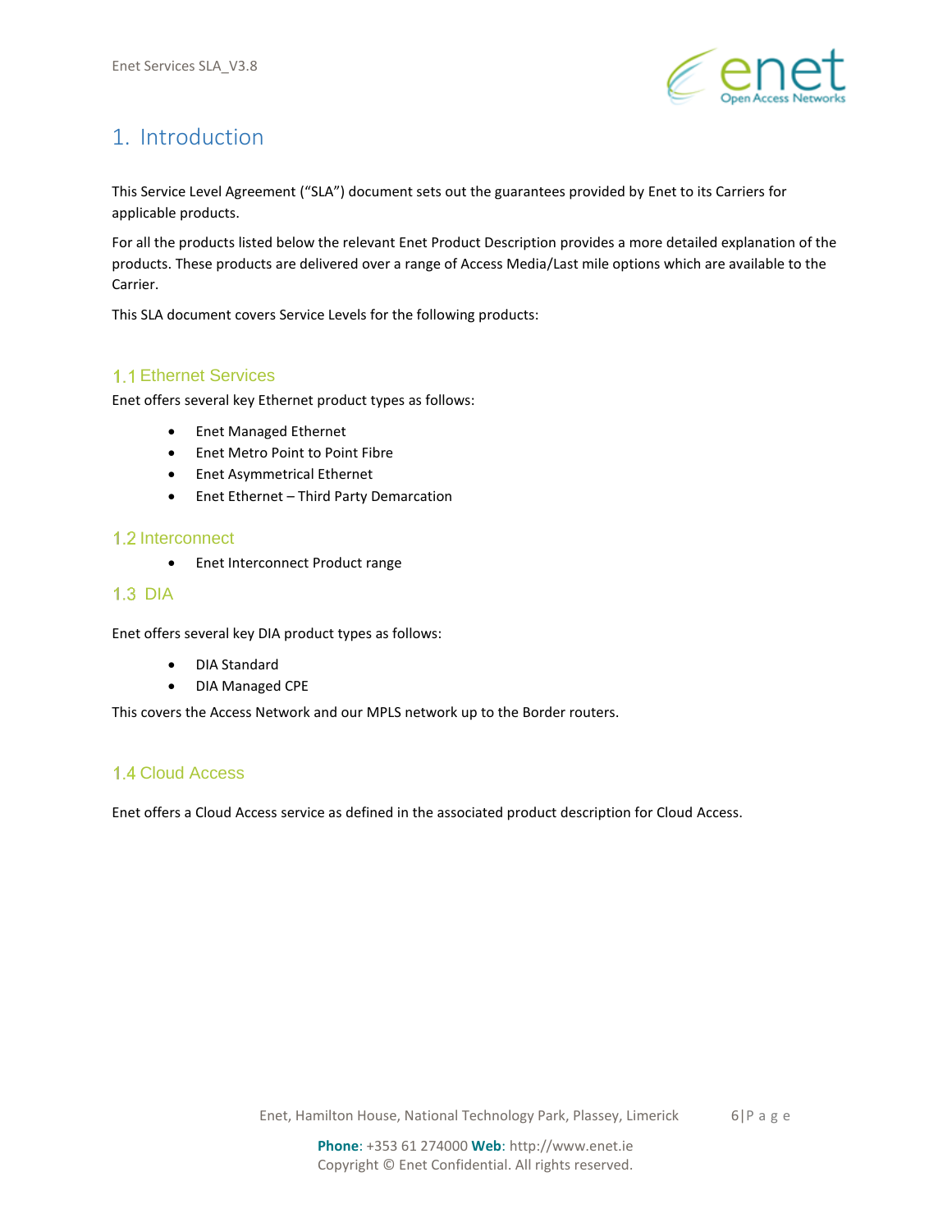# 1. Introduction

This Service Level Agreement ("SLA") document sets out the guarantees provided by Enet to its Carriers for applicable products.

For all the products listed below the relevant Enet Product Description provides a more detailed explanation of the products. These products are delivered over a range of Access Media/Last mile options which are available to the Carrier.

This SLA document covers Service Levels for the following products:

## 1.1 Ethernet Services

Enet offers several key Ethernet product types as follows:

- Enet Managed Ethernet
- Enet Metro Point to Point Fibre
- Enet Asymmetrical Ethernet
- Enet Ethernet – Third Party Demarcation

## 1.2 Interconnect

- Enet Interconnect Product range

## 1.3 DIA

Enet offers several key DIA product types as follows:

- DIA Standard
- DIA Managed CPE

This covers the Access Network and our MPLS network up to the Border routers.

## 1.4 Cloud Access

Enet offers a Cloud Access service as defined in the associated product description for Cloud Access.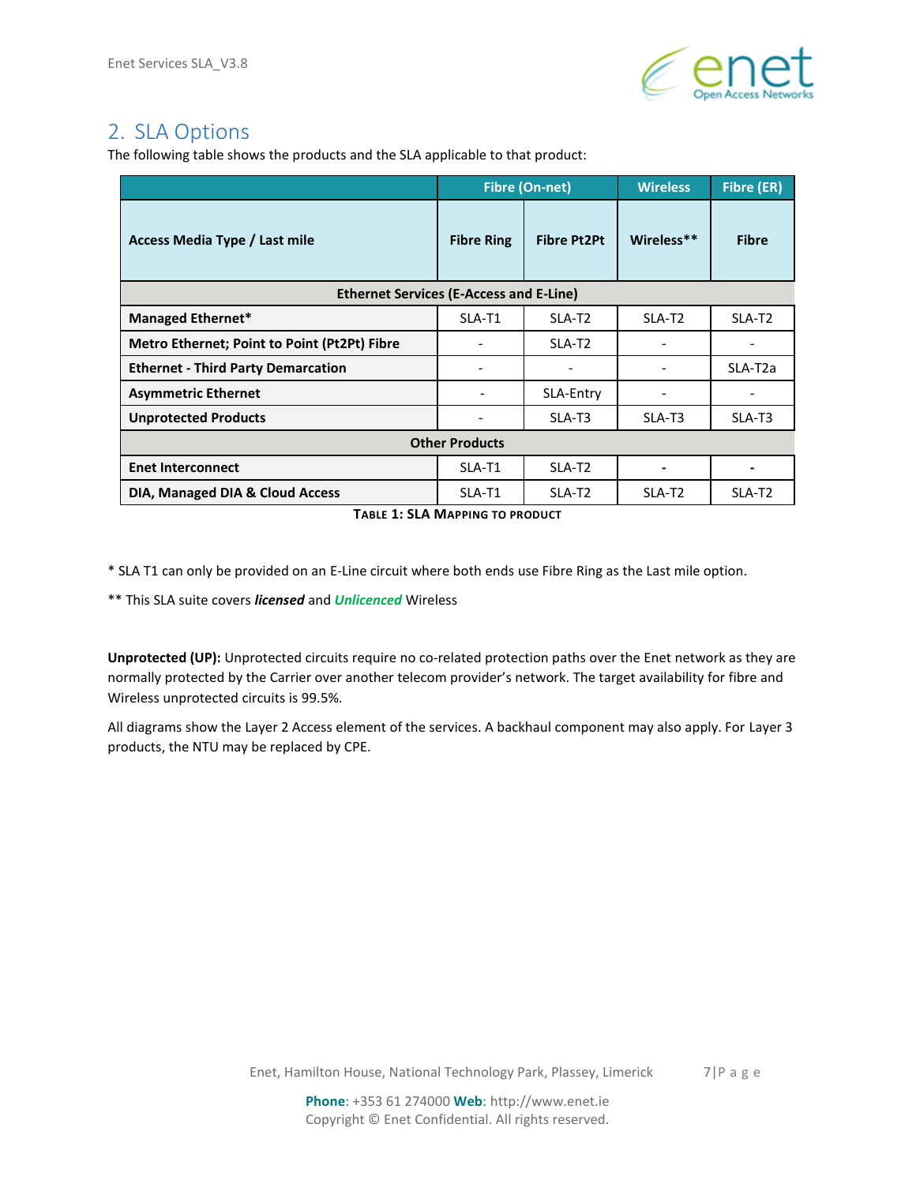## 2. SLA Options

The following table shows the products and the SLA applicable to that product:

| | Fibre (On-net) | | Wireless | Fibre (ER) |
|---|---|---|---|---|
| **Access Media Type / Last mile** | **Fibre Ring** | **Fibre Pt2Pt** | **Wireless**** | **Fibre** |
| **Ethernet Services (E-Access and E-Line)** | | | | |
| **Managed Ethernet*** | SLA-T1 | SLA-T2 | SLA-T2 | SLA-T2 |
| **Metro Ethernet; Point to Point (Pt2Pt) Fibre** | - | SLA-T2 | - | - |
| **Ethernet - Third Party Demarcation** | - | - | - | SLA-T2a |
| **Asymmetric Ethernet** | - | SLA-Entry | - | - |
| **Unprotected Products** | - | SLA-T3 | SLA-T3 | SLA-T3 |
| **Other Products** | | | | |
| **Enet Interconnect** | SLA-T1 | SLA-T2 | - | - |
| **DIA, Managed DIA & Cloud Access** | SLA-T1 | SLA-T2 | SLA-T2 | SLA-T2 |

**Table 1: SLA Mapping to product**

* SLA T1 can only be provided on an E-Line circuit where both ends use Fibre Ring as the Last mile option.

** This SLA suite covers ***licensed*** and ***Unlicenced*** Wireless

**Unprotected (UP):** Unprotected circuits require no co-related protection paths over the Enet network as they are normally protected by the Carrier over another telecom provider's network. The target availability for fibre and Wireless unprotected circuits is 99.5%.

All diagrams show the Layer 2 Access element of the services. A backhaul component may also apply. For Layer 3 products, the NTU may be replaced by CPE.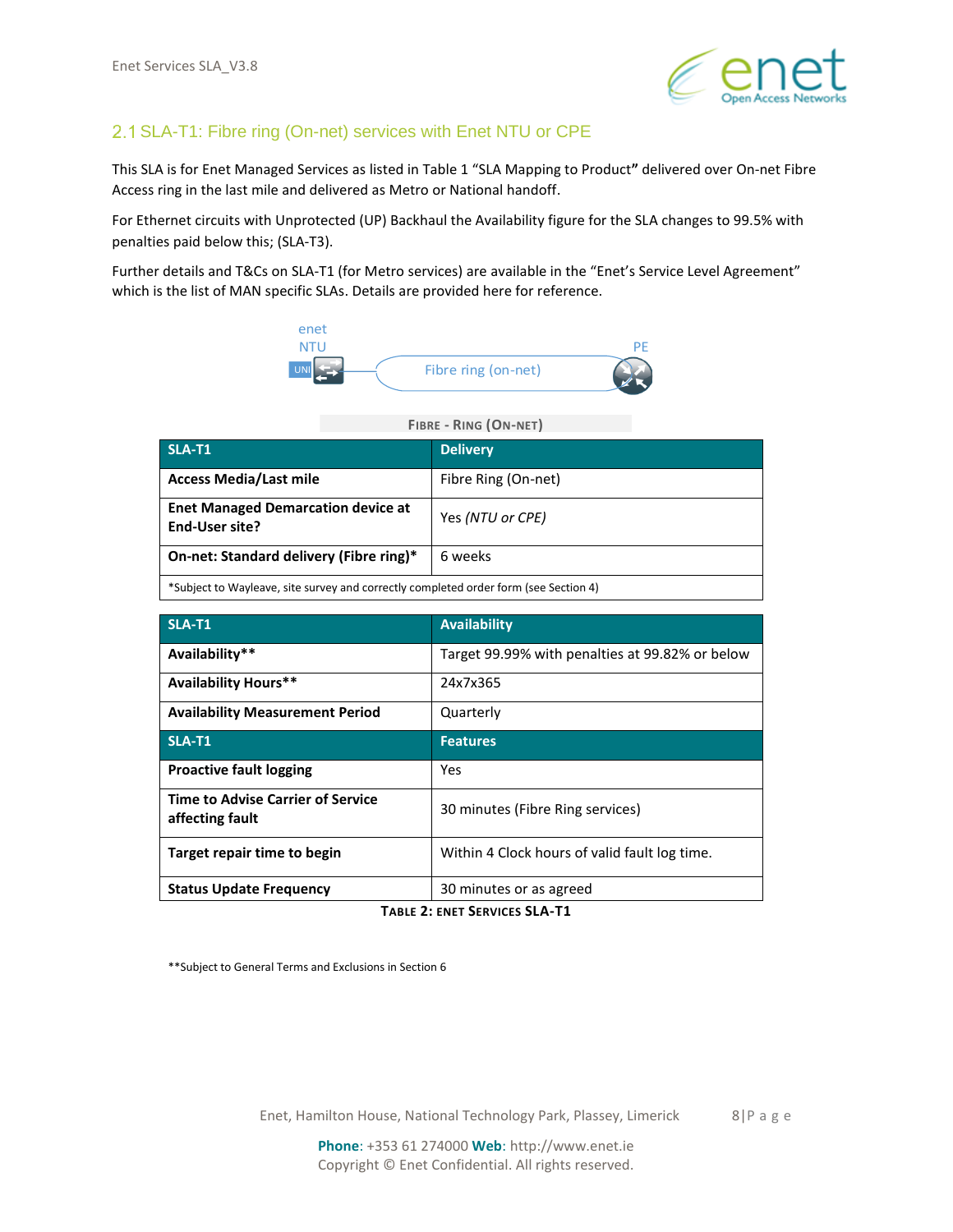## 2.1 SLA-T1: Fibre ring (On-net) services with Enet NTU or CPE

This SLA is for Enet Managed Services as listed in Table 1 "SLA Mapping to Product**"** delivered over On-net Fibre Access ring in the last mile and delivered as Metro or National handoff.

For Ethernet circuits with Unprotected (UP) Backhaul the Availability figure for the SLA changes to 99.5% with penalties paid below this; (SLA-T3).

Further details and T&Cs on SLA-T1 (for Metro services) are available in the "Enet's Service Level Agreement" which is the list of MAN specific SLAs. Details are provided here for reference.

enet NTU — UNI — Fibre ring (on-net) — PE

FIBRE - RING (ON-NET)

| SLA-T1 | Delivery |
|---|---|
| **Access Media/Last mile** | Fibre Ring (On-net) |
| **Enet Managed Demarcation device at End-User site?** | Yes *(NTU or CPE)* |
| **On-net: Standard delivery (Fibre ring)*** | 6 weeks |
| *Subject to Wayleave, site survey and correctly completed order form (see Section 4) | |

| SLA-T1 | Availability |
|---|---|
| **Availability**** | Target 99.99% with penalties at 99.82% or below |
| **Availability Hours**** | 24x7x365 |
| **Availability Measurement Period** | Quarterly |
| **SLA-T1** | **Features** |
| **Proactive fault logging** | Yes |
| **Time to Advise Carrier of Service affecting fault** | 30 minutes (Fibre Ring services) |
| **Target repair time to begin** | Within 4 Clock hours of valid fault log time. |
| **Status Update Frequency** | 30 minutes or as agreed |

TABLE 2: ENET SERVICES SLA-T1

**Subject to General Terms and Exclusions in Section 6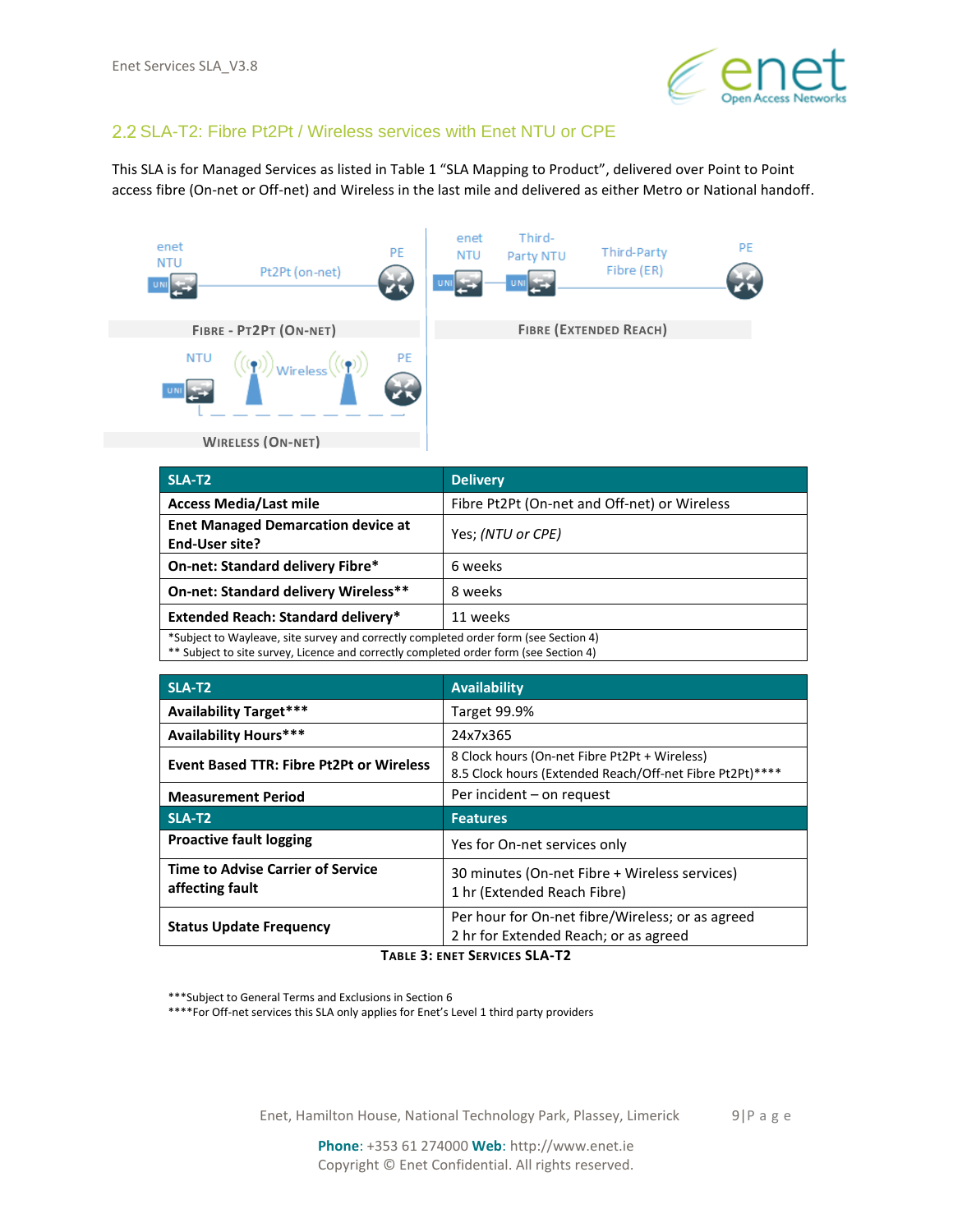## 2.2 SLA-T2: Fibre Pt2Pt / Wireless services with Enet NTU or CPE

This SLA is for Managed Services as listed in Table 1 "SLA Mapping to Product", delivered over Point to Point access fibre (On-net or Off-net) and Wireless in the last mile and delivered as either Metro or National handoff.

FIBRE - PT2PT (ON-NET)

FIBRE (EXTENDED REACH)

WIRELESS (ON-NET)

| SLA-T2 | Delivery |
|---|---|
| **Access Media/Last mile** | Fibre Pt2Pt (On-net and Off-net) or Wireless |
| **Enet Managed Demarcation device at End-User site?** | Yes; *(NTU or CPE)* |
| **On-net: Standard delivery Fibre*** | 6 weeks |
| **On-net: Standard delivery Wireless**** | 8 weeks |
| **Extended Reach: Standard delivery*** | 11 weeks |

*Subject to Wayleave, site survey and correctly completed order form (see Section 4)
** Subject to site survey, Licence and correctly completed order form (see Section 4)

| SLA-T2 | Availability |
|---|---|
| **Availability Target***** | Target 99.9% |
| **Availability Hours***** | 24x7x365 |
| **Event Based TTR: Fibre Pt2Pt or Wireless** | 8 Clock hours (On-net Fibre Pt2Pt + Wireless)<br>8.5 Clock hours (Extended Reach/Off-net Fibre Pt2Pt)**** |
| **Measurement Period** | Per incident – on request |
| **SLA-T2** | **Features** |
| **Proactive fault logging** | Yes for On-net services only |
| **Time to Advise Carrier of Service affecting fault** | 30 minutes (On-net Fibre + Wireless services)<br>1 hr (Extended Reach Fibre) |
| **Status Update Frequency** | Per hour for On-net fibre/Wireless; or as agreed<br>2 hr for Extended Reach; or as agreed |

**TABLE 3: ENET SERVICES SLA-T2**

***Subject to General Terms and Exclusions in Section 6
****For Off-net services this SLA only applies for Enet's Level 1 third party providers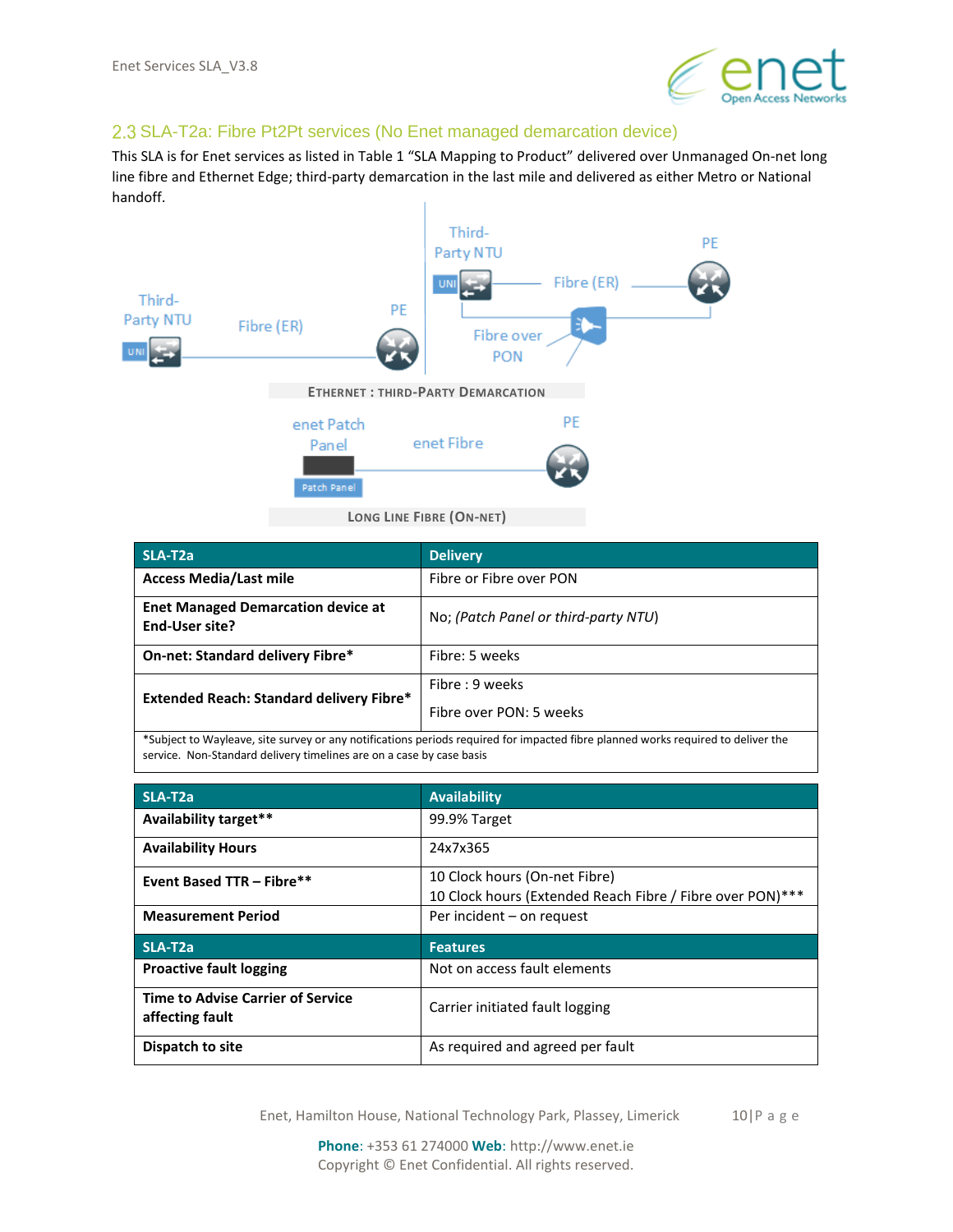## 2.3 SLA-T2a: Fibre Pt2Pt services (No Enet managed demarcation device)

This SLA is for Enet services as listed in Table 1 "SLA Mapping to Product" delivered over Unmanaged On-net long line fibre and Ethernet Edge; third-party demarcation in the last mile and delivered as either Metro or National handoff.

Third-Party NTU — UNI — Fibre (ER) — PE

Third-Party NTU — UNI — Fibre (ER) — PE; Fibre over PON

ETHERNET : THIRD-PARTY DEMARCATION

enet Patch Panel — Patch Panel — enet Fibre — PE

LONG LINE FIBRE (ON-NET)

| SLA-T2a | Delivery |
|---|---|
| **Access Media/Last mile** | Fibre or Fibre over PON |
| **Enet Managed Demarcation device at End-User site?** | No; *(Patch Panel or third-party NTU)* |
| **On-net: Standard delivery Fibre*** | Fibre: 5 weeks |
| **Extended Reach: Standard delivery Fibre*** | Fibre : 9 weeks<br>Fibre over PON: 5 weeks |
| *Subject to Wayleave, site survey or any notifications periods required for impacted fibre planned works required to deliver the service. Non-Standard delivery timelines are on a case by case basis | |

| SLA-T2a | Availability |
|---|---|
| **Availability target**** | 99.9% Target |
| **Availability Hours** | 24x7x365 |
| **Event Based TTR – Fibre**** | 10 Clock hours (On-net Fibre)<br>10 Clock hours (Extended Reach Fibre / Fibre over PON)*** |
| **Measurement Period** | Per incident – on request |
| **SLA-T2a** | **Features** |
| **Proactive fault logging** | Not on access fault elements |
| **Time to Advise Carrier of Service affecting fault** | Carrier initiated fault logging |
| **Dispatch to site** | As required and agreed per fault |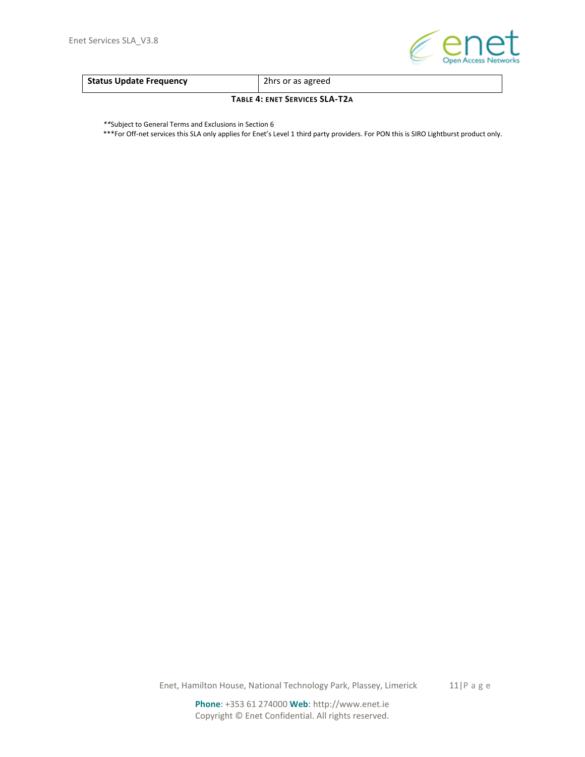| Status Update Frequency | 2hrs or as agreed |
|---|---|

**TABLE 4: ENET SERVICES SLA-T2A**

**Subject to General Terms and Exclusions in Section 6

***For Off-net services this SLA only applies for Enet's Level 1 third party providers. For PON this is SIRO Lightburst product only.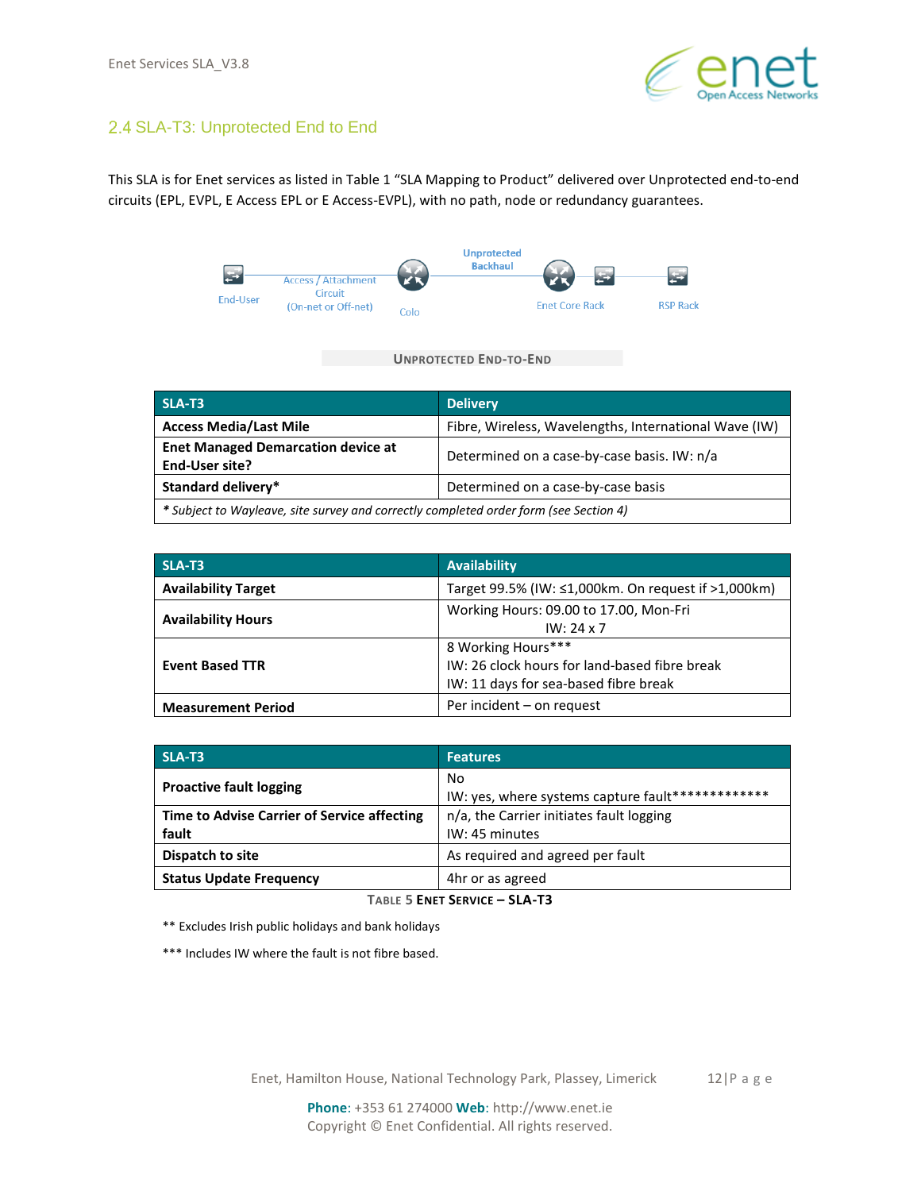## 2.4 SLA-T3: Unprotected End to End

This SLA is for Enet services as listed in Table 1 “SLA Mapping to Product” delivered over Unprotected end-to-end circuits (EPL, EVPL, E Access EPL or E Access-EVPL), with no path, node or redundancy guarantees.

End-User — Access / Attachment Circuit (On-net or Off-net) — Colo — Unprotected Backhaul — Enet Core Rack — RSP Rack

UNPROTECTED END-TO-END

| SLA-T3 | Delivery |
|---|---|
| **Access Media/Last Mile** | Fibre, Wireless, Wavelengths, International Wave (IW) |
| **Enet Managed Demarcation device at End-User site?** | Determined on a case-by-case basis. IW: n/a |
| **Standard delivery*** | Determined on a case-by-case basis |
| *\* Subject to Wayleave, site survey and correctly completed order form (see Section 4)* | |

| SLA-T3 | Availability |
|---|---|
| **Availability Target** | Target 99.5% (IW: ≤1,000km. On request if >1,000km) |
| **Availability Hours** | Working Hours: 09.00 to 17.00, Mon-Fri<br>IW: 24 x 7 |
| **Event Based TTR** | 8 Working Hours***<br>IW: 26 clock hours for land-based fibre break<br>IW: 11 days for sea-based fibre break |
| **Measurement Period** | Per incident – on request |

| SLA-T3 | Features |
|---|---|
| **Proactive fault logging** | No<br>IW: yes, where systems capture fault************* |
| **Time to Advise Carrier of Service affecting fault** | n/a, the Carrier initiates fault logging<br>IW: 45 minutes |
| **Dispatch to site** | As required and agreed per fault |
| **Status Update Frequency** | 4hr or as agreed |

TABLE 5 ENET SERVICE – SLA-T3

** Excludes Irish public holidays and bank holidays

*** Includes IW where the fault is not fibre based.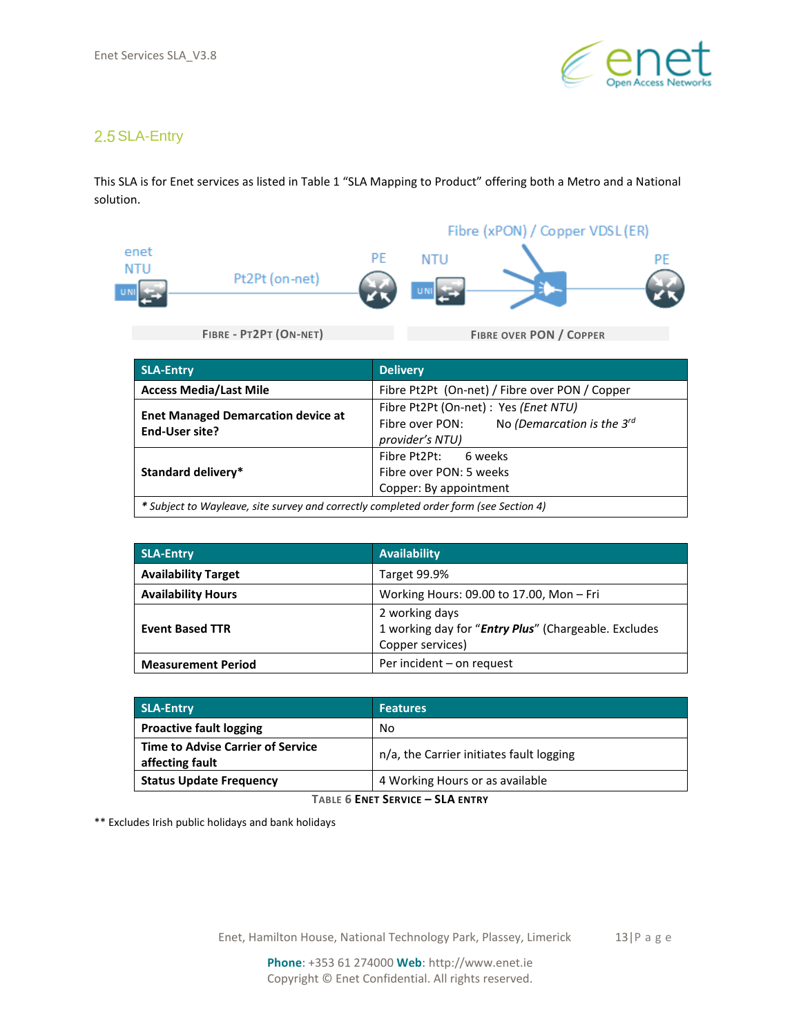## 2.5 SLA-Entry

This SLA is for Enet services as listed in Table 1 “SLA Mapping to Product” offering both a Metro and a National solution.

enet NTU — UNI — Pt2Pt (on-net) — PE

FIBRE - PT2PT (ON-NET)

Fibre (xPON) / Copper VDSL (ER)

NTU — UNI — PE

FIBRE OVER PON / COPPER

| SLA-Entry | Delivery |
|---|---|
| **Access Media/Last Mile** | Fibre Pt2Pt (On-net) / Fibre over PON / Copper |
| **Enet Managed Demarcation device at End-User site?** | Fibre Pt2Pt (On-net) : Yes *(Enet NTU)*<br>Fibre over PON: No *(Demarcation is the 3rd provider's NTU)* |
| **Standard delivery*** | Fibre Pt2Pt: 6 weeks<br>Fibre over PON: 5 weeks<br>Copper: By appointment |
| *\* Subject to Wayleave, site survey and correctly completed order form (see Section 4)* | |

| SLA-Entry | Availability |
|---|---|
| **Availability Target** | Target 99.9% |
| **Availability Hours** | Working Hours: 09.00 to 17.00, Mon – Fri |
| **Event Based TTR** | 2 working days<br>1 working day for “***Entry Plus***” (Chargeable. Excludes Copper services) |
| **Measurement Period** | Per incident – on request |

| SLA-Entry | Features |
|---|---|
| **Proactive fault logging** | No |
| **Time to Advise Carrier of Service affecting fault** | n/a, the Carrier initiates fault logging |
| **Status Update Frequency** | 4 Working Hours or as available |

TABLE 6 ENET SERVICE – SLA ENTRY

** Excludes Irish public holidays and bank holidays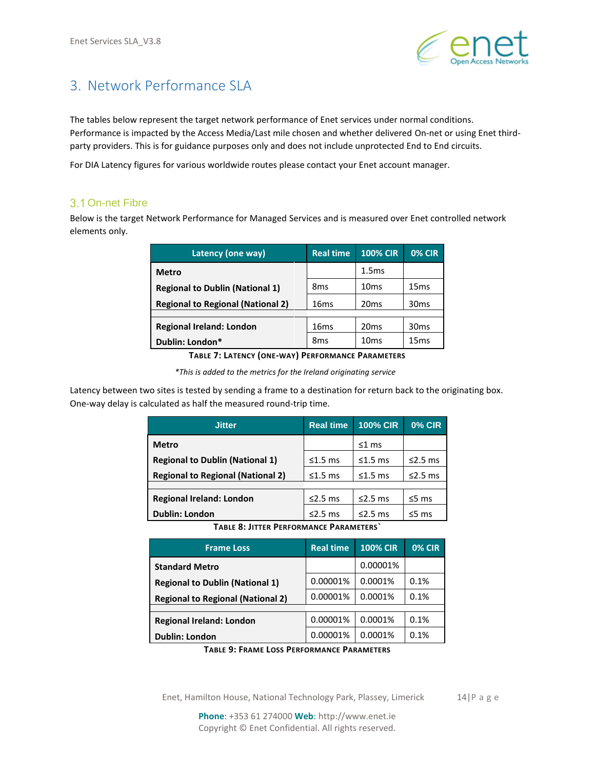# 3. Network Performance SLA

The tables below represent the target network performance of Enet services under normal conditions. Performance is impacted by the Access Media/Last mile chosen and whether delivered On-net or using Enet third-party providers. This is for guidance purposes only and does not include unprotected End to End circuits.

For DIA Latency figures for various worldwide routes please contact your Enet account manager.

## 3.1 On-net Fibre

Below is the target Network Performance for Managed Services and is measured over Enet controlled network elements only.

| Latency (one way) | Real time | 100% CIR | 0% CIR |
|---|---|---|---|
| **Metro** | | 1.5ms | |
| **Regional to Dublin (National 1)** | 8ms | 10ms | 15ms |
| **Regional to Regional (National 2)** | 16ms | 20ms | 30ms |
| | | | |
| **Regional Ireland: London** | 16ms | 20ms | 30ms |
| **Dublin: London*** | 8ms | 10ms | 15ms |

**Table 7: Latency (one-way) Performance Parameters**

*\*This is added to the metrics for the Ireland originating service*

Latency between two sites is tested by sending a frame to a destination for return back to the originating box. One-way delay is calculated as half the measured round-trip time.

| Jitter | Real time | 100% CIR | 0% CIR |
|---|---|---|---|
| **Metro** | | ≤1 ms | |
| **Regional to Dublin (National 1)** | ≤1.5 ms | ≤1.5 ms | ≤2.5 ms |
| **Regional to Regional (National 2)** | ≤1.5 ms | ≤1.5 ms | ≤2.5 ms |
| | | | |
| **Regional Ireland: London** | ≤2.5 ms | ≤2.5 ms | ≤5 ms |
| **Dublin: London** | ≤2.5 ms | ≤2.5 ms | ≤5 ms |

**Table 8: Jitter Performance Parameters`**

| Frame Loss | Real time | 100% CIR | 0% CIR |
|---|---|---|---|
| **Standard Metro** | | 0.00001% | |
| **Regional to Dublin (National 1)** | 0.00001% | 0.0001% | 0.1% |
| **Regional to Regional (National 2)** | 0.00001% | 0.0001% | 0.1% |
| | | | |
| **Regional Ireland: London** | 0.00001% | 0.0001% | 0.1% |
| **Dublin: London** | 0.00001% | 0.0001% | 0.1% |

**Table 9: Frame Loss Performance Parameters**

Enet, Hamilton House, National Technology Park, Plassey, Limerick

**Phone**: +353 61 274000 **Web**: http://www.enet.ie
Copyright © Enet Confidential. All rights reserved.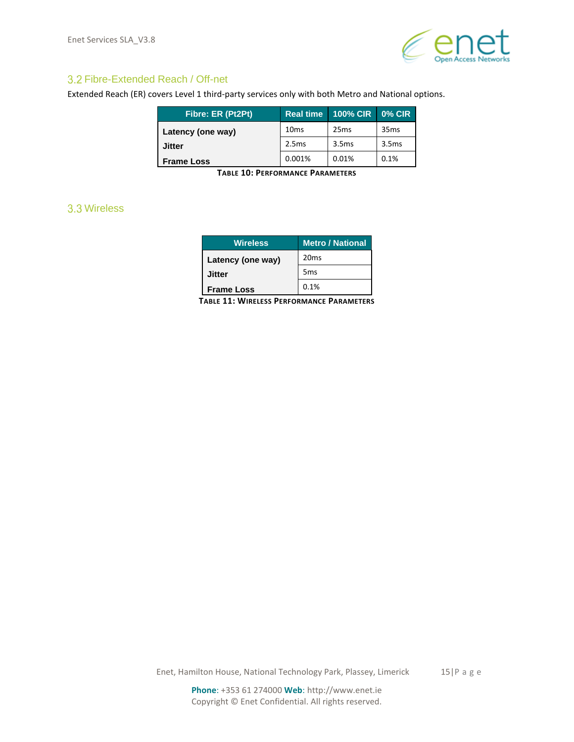## 3.2 Fibre-Extended Reach / Off-net

Extended Reach (ER) covers Level 1 third-party services only with both Metro and National options.

| Fibre: ER (Pt2Pt) | Real time | 100% CIR | 0% CIR |
|---|---|---|---|
| Latency (one way) | 10ms | 25ms | 35ms |
| Jitter | 2.5ms | 3.5ms | 3.5ms |
| Frame Loss | 0.001% | 0.01% | 0.1% |

**Table 10: Performance Parameters**

## 3.3 Wireless

| Wireless | Metro / National |
|---|---|
| Latency (one way) | 20ms |
| Jitter | 5ms |
| Frame Loss | 0.1% |

**Table 11: Wireless Performance Parameters**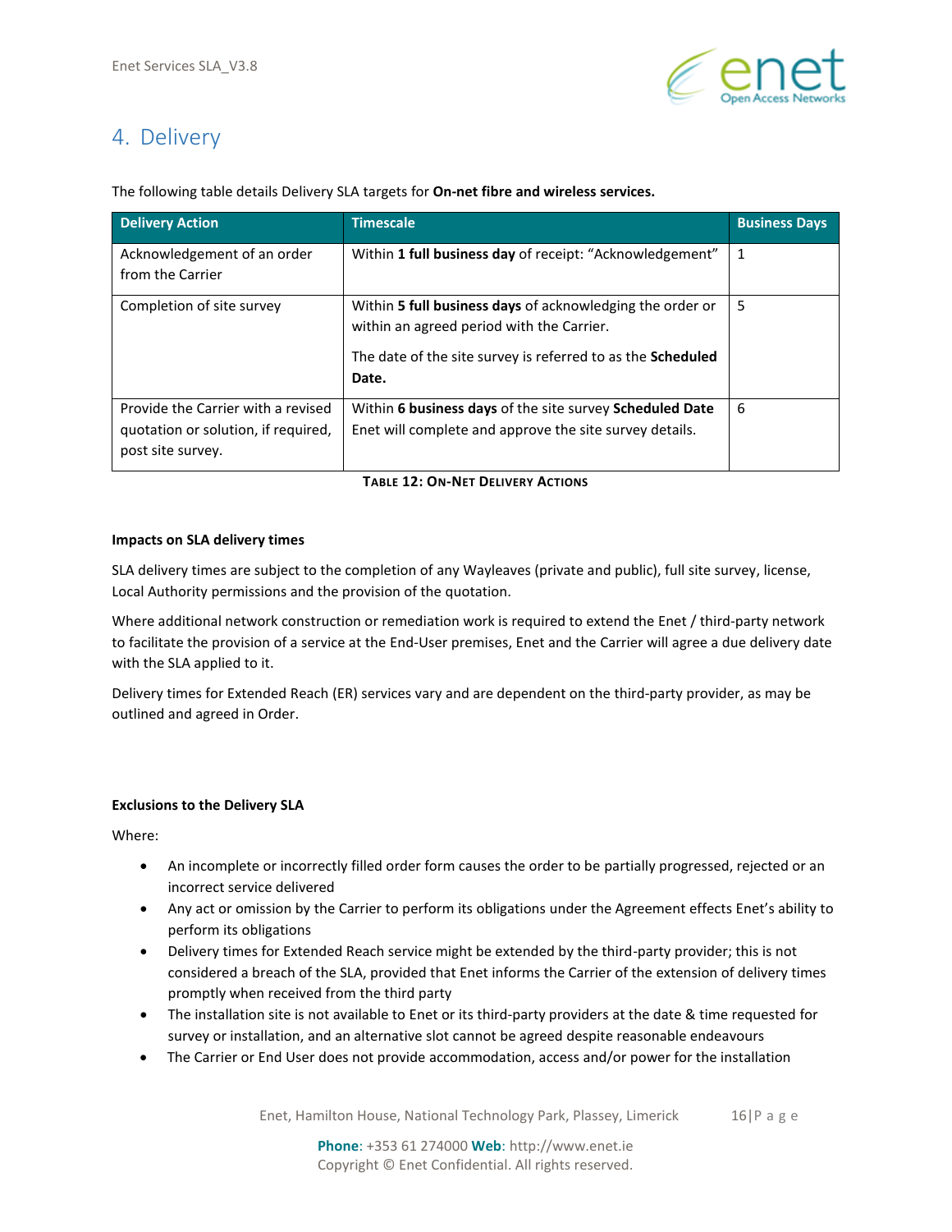# 4. Delivery

The following table details Delivery SLA targets for **On-net fibre and wireless services.**

| Delivery Action | Timescale | Business Days |
|---|---|---|
| Acknowledgement of an order from the Carrier | Within **1 full business day** of receipt: "Acknowledgement" | 1 |
| Completion of site survey | Within **5 full business days** of acknowledging the order or within an agreed period with the Carrier.<br><br>The date of the site survey is referred to as the **Scheduled Date.** | 5 |
| Provide the Carrier with a revised quotation or solution, if required, post site survey. | Within **6 business days** of the site survey **Scheduled Date** Enet will complete and approve the site survey details. | 6 |

**TABLE 12: ON-NET DELIVERY ACTIONS**

**Impacts on SLA delivery times**

SLA delivery times are subject to the completion of any Wayleaves (private and public), full site survey, license, Local Authority permissions and the provision of the quotation.

Where additional network construction or remediation work is required to extend the Enet / third-party network to facilitate the provision of a service at the End-User premises, Enet and the Carrier will agree a due delivery date with the SLA applied to it.

Delivery times for Extended Reach (ER) services vary and are dependent on the third-party provider, as may be outlined and agreed in Order.

**Exclusions to the Delivery SLA**

Where:

- An incomplete or incorrectly filled order form causes the order to be partially progressed, rejected or an incorrect service delivered
- Any act or omission by the Carrier to perform its obligations under the Agreement effects Enet's ability to perform its obligations
- Delivery times for Extended Reach service might be extended by the third-party provider; this is not considered a breach of the SLA, provided that Enet informs the Carrier of the extension of delivery times promptly when received from the third party
- The installation site is not available to Enet or its third-party providers at the date & time requested for survey or installation, and an alternative slot cannot be agreed despite reasonable endeavours
- The Carrier or End User does not provide accommodation, access and/or power for the installation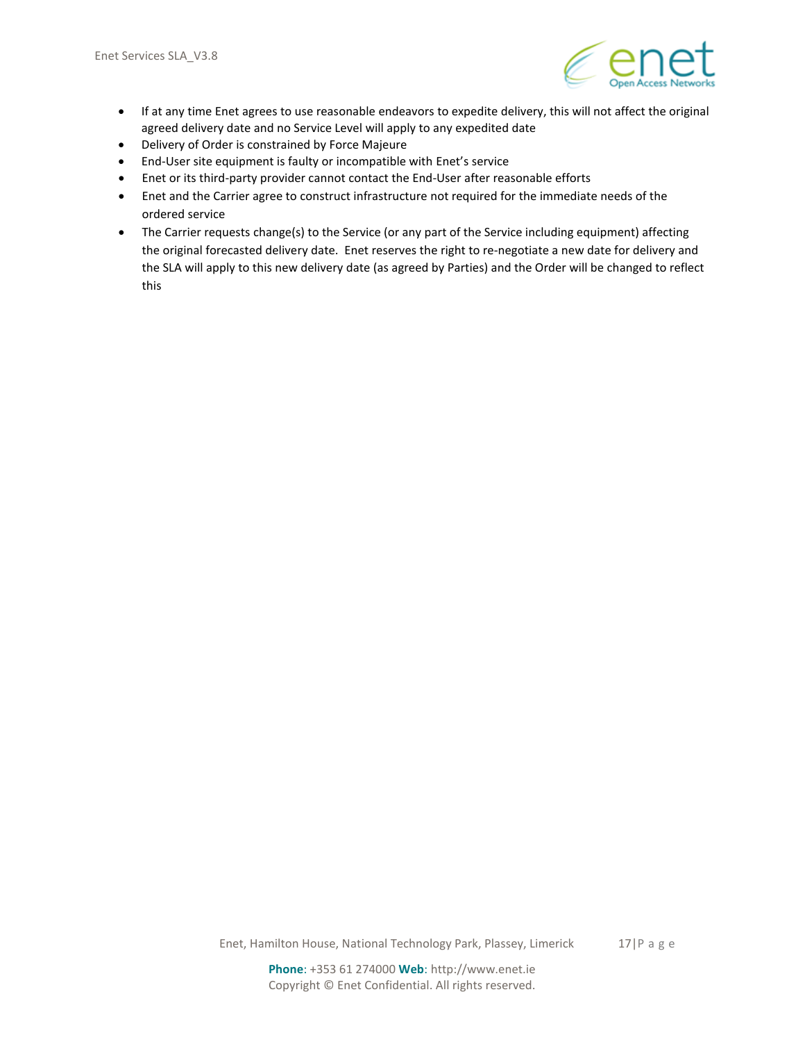- If at any time Enet agrees to use reasonable endeavors to expedite delivery, this will not affect the original agreed delivery date and no Service Level will apply to any expedited date
- Delivery of Order is constrained by Force Majeure
- End-User site equipment is faulty or incompatible with Enet's service
- Enet or its third-party provider cannot contact the End-User after reasonable efforts
- Enet and the Carrier agree to construct infrastructure not required for the immediate needs of the ordered service
- The Carrier requests change(s) to the Service (or any part of the Service including equipment) affecting the original forecasted delivery date. Enet reserves the right to re-negotiate a new date for delivery and the SLA will apply to this new delivery date (as agreed by Parties) and the Order will be changed to reflect this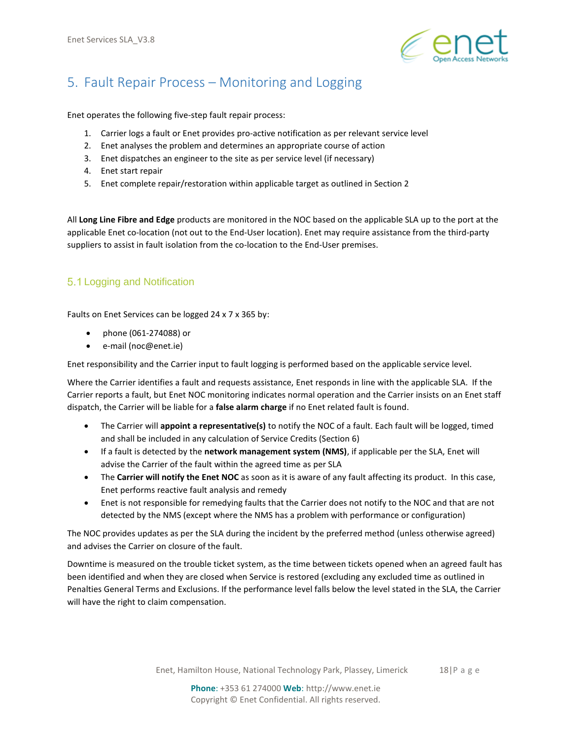# 5. Fault Repair Process – Monitoring and Logging

Enet operates the following five-step fault repair process:

1. Carrier logs a fault or Enet provides pro-active notification as per relevant service level
2. Enet analyses the problem and determines an appropriate course of action
3. Enet dispatches an engineer to the site as per service level (if necessary)
4. Enet start repair
5. Enet complete repair/restoration within applicable target as outlined in Section 2

All **Long Line Fibre and Edge** products are monitored in the NOC based on the applicable SLA up to the port at the applicable Enet co-location (not out to the End-User location). Enet may require assistance from the third-party suppliers to assist in fault isolation from the co-location to the End-User premises.

## 5.1 Logging and Notification

Faults on Enet Services can be logged 24 x 7 x 365 by:

- phone (061-274088) or
- e-mail (noc@enet.ie)

Enet responsibility and the Carrier input to fault logging is performed based on the applicable service level.

Where the Carrier identifies a fault and requests assistance, Enet responds in line with the applicable SLA. If the Carrier reports a fault, but Enet NOC monitoring indicates normal operation and the Carrier insists on an Enet staff dispatch, the Carrier will be liable for a **false alarm charge** if no Enet related fault is found.

- The Carrier will **appoint a representative(s)** to notify the NOC of a fault. Each fault will be logged, timed and shall be included in any calculation of Service Credits (Section 6)
- If a fault is detected by the **network management system (NMS)**, if applicable per the SLA, Enet will advise the Carrier of the fault within the agreed time as per SLA
- The **Carrier will notify the Enet NOC** as soon as it is aware of any fault affecting its product. In this case, Enet performs reactive fault analysis and remedy
- Enet is not responsible for remedying faults that the Carrier does not notify to the NOC and that are not detected by the NMS (except where the NMS has a problem with performance or configuration)

The NOC provides updates as per the SLA during the incident by the preferred method (unless otherwise agreed) and advises the Carrier on closure of the fault.

Downtime is measured on the trouble ticket system, as the time between tickets opened when an agreed fault has been identified and when they are closed when Service is restored (excluding any excluded time as outlined in Penalties General Terms and Exclusions. If the performance level falls below the level stated in the SLA, the Carrier will have the right to claim compensation.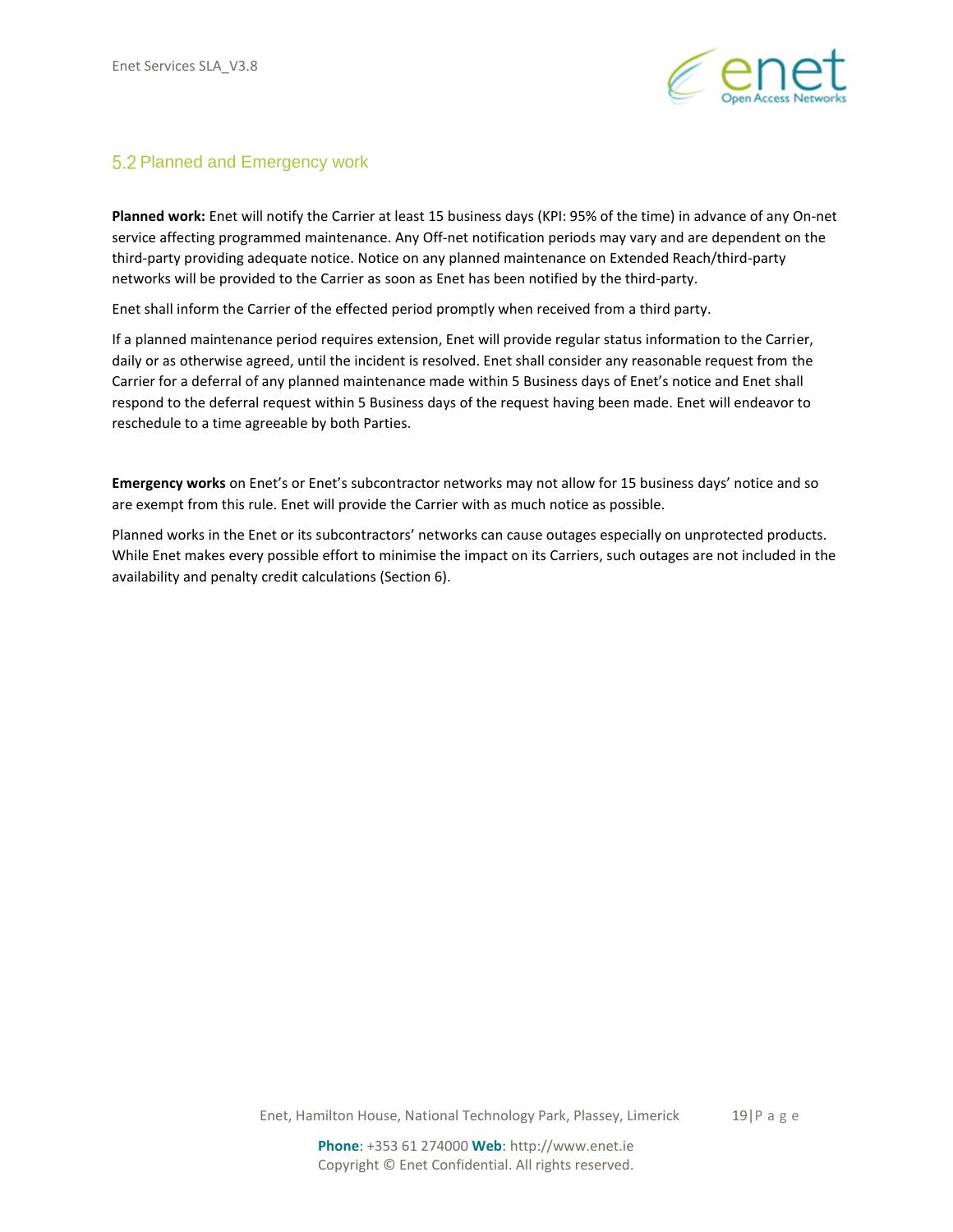## 5.2 Planned and Emergency work

**Planned work:** Enet will notify the Carrier at least 15 business days (KPI: 95% of the time) in advance of any On-net service affecting programmed maintenance. Any Off-net notification periods may vary and are dependent on the third-party providing adequate notice. Notice on any planned maintenance on Extended Reach/third-party networks will be provided to the Carrier as soon as Enet has been notified by the third-party.

Enet shall inform the Carrier of the effected period promptly when received from a third party.

If a planned maintenance period requires extension, Enet will provide regular status information to the Carrier, daily or as otherwise agreed, until the incident is resolved. Enet shall consider any reasonable request from the Carrier for a deferral of any planned maintenance made within 5 Business days of Enet's notice and Enet shall respond to the deferral request within 5 Business days of the request having been made. Enet will endeavor to reschedule to a time agreeable by both Parties.

**Emergency works** on Enet's or Enet's subcontractor networks may not allow for 15 business days' notice and so are exempt from this rule. Enet will provide the Carrier with as much notice as possible.

Planned works in the Enet or its subcontractors' networks can cause outages especially on unprotected products. While Enet makes every possible effort to minimise the impact on its Carriers, such outages are not included in the availability and penalty credit calculations (Section 6).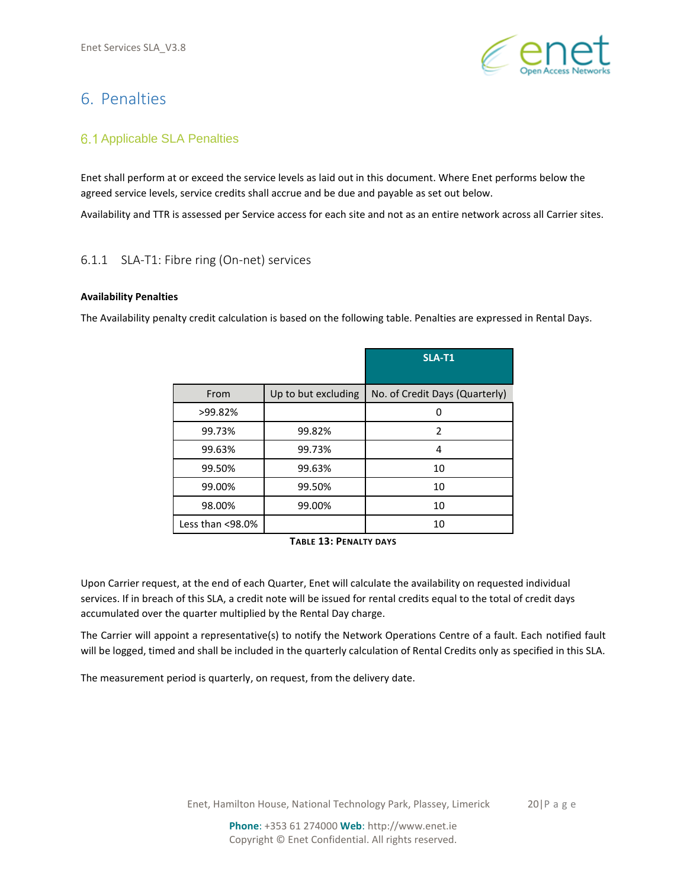# 6. Penalties

## 6.1 Applicable SLA Penalties

Enet shall perform at or exceed the service levels as laid out in this document. Where Enet performs below the agreed service levels, service credits shall accrue and be due and payable as set out below.

Availability and TTR is assessed per Service access for each site and not as an entire network across all Carrier sites.

### 6.1.1 SLA-T1: Fibre ring (On-net) services

**Availability Penalties**

The Availability penalty credit calculation is based on the following table. Penalties are expressed in Rental Days.

| | | SLA-T1 |
|---|---|---|
| From | Up to but excluding | No. of Credit Days (Quarterly) |
| >99.82% | | 0 |
| 99.73% | 99.82% | 2 |
| 99.63% | 99.73% | 4 |
| 99.50% | 99.63% | 10 |
| 99.00% | 99.50% | 10 |
| 98.00% | 99.00% | 10 |
| Less than <98.0% | | 10 |

**Table 13: Penalty days**

Upon Carrier request, at the end of each Quarter, Enet will calculate the availability on requested individual services. If in breach of this SLA, a credit note will be issued for rental credits equal to the total of credit days accumulated over the quarter multiplied by the Rental Day charge.

The Carrier will appoint a representative(s) to notify the Network Operations Centre of a fault. Each notified fault will be logged, timed and shall be included in the quarterly calculation of Rental Credits only as specified in this SLA.

The measurement period is quarterly, on request, from the delivery date.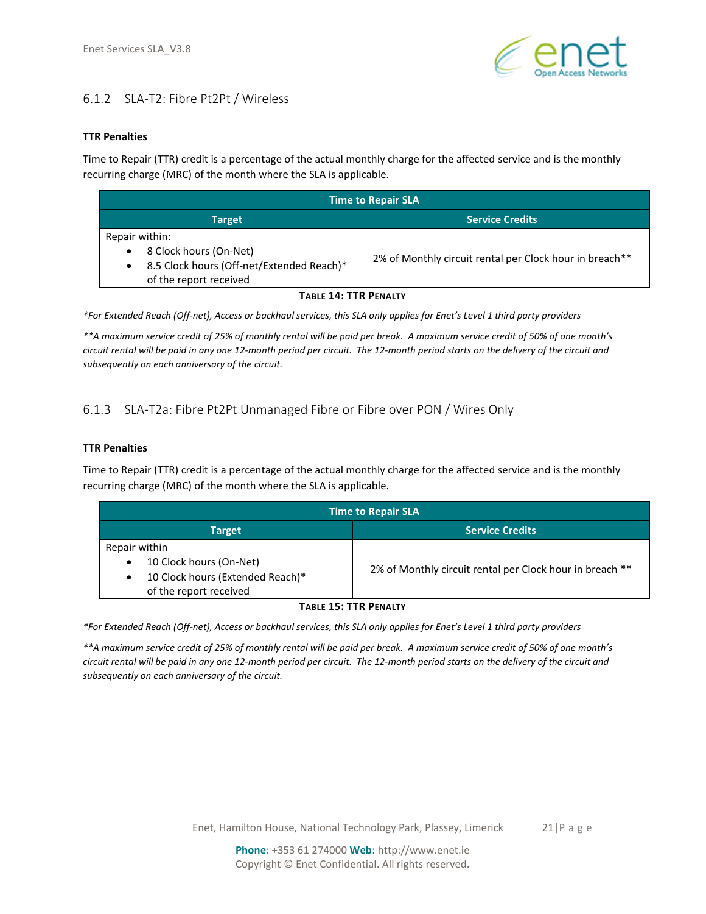### 6.1.2 SLA-T2: Fibre Pt2Pt / Wireless

**TTR Penalties**

Time to Repair (TTR) credit is a percentage of the actual monthly charge for the affected service and is the monthly recurring charge (MRC) of the month where the SLA is applicable.

| Time to Repair SLA | |
|---|---|
| **Target** | **Service Credits** |
| Repair within:<br>• 8 Clock hours (On-Net)<br>• 8.5 Clock hours (Off-net/Extended Reach)* of the report received | 2% of Monthly circuit rental per Clock hour in breach** |

**TABLE 14: TTR PENALTY**

*\*For Extended Reach (Off-net), Access or backhaul services, this SLA only applies for Enet's Level 1 third party providers*

*\*\*A maximum service credit of 25% of monthly rental will be paid per break. A maximum service credit of 50% of one month's circuit rental will be paid in any one 12-month period per circuit. The 12-month period starts on the delivery of the circuit and subsequently on each anniversary of the circuit.*

### 6.1.3 SLA-T2a: Fibre Pt2Pt Unmanaged Fibre or Fibre over PON / Wires Only

**TTR Penalties**

Time to Repair (TTR) credit is a percentage of the actual monthly charge for the affected service and is the monthly recurring charge (MRC) of the month where the SLA is applicable.

| Time to Repair SLA | |
|---|---|
| **Target** | **Service Credits** |
| Repair within<br>• 10 Clock hours (On-Net)<br>• 10 Clock hours (Extended Reach)* of the report received | 2% of Monthly circuit rental per Clock hour in breach ** |

**TABLE 15: TTR PENALTY**

*\*For Extended Reach (Off-net), Access or backhaul services, this SLA only applies for Enet's Level 1 third party providers*

*\*\*A maximum service credit of 25% of monthly rental will be paid per break. A maximum service credit of 50% of one month's circuit rental will be paid in any one 12-month period per circuit. The 12-month period starts on the delivery of the circuit and subsequently on each anniversary of the circuit.*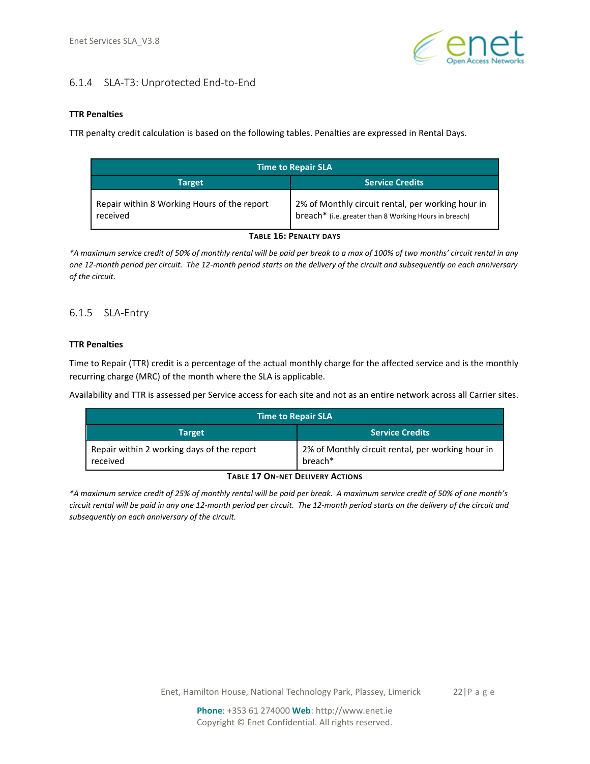### 6.1.4 SLA-T3: Unprotected End-to-End

**TTR Penalties**

TTR penalty credit calculation is based on the following tables. Penalties are expressed in Rental Days.

| Time to Repair SLA | |
|---|---|
| **Target** | **Service Credits** |
| Repair within 8 Working Hours of the report received | 2% of Monthly circuit rental, per working hour in breach* (i.e. greater than 8 Working Hours in breach) |

**Table 16: Penalty Days**

*\*A maximum service credit of 50% of monthly rental will be paid per break to a max of 100% of two months' circuit rental in any one 12-month period per circuit. The 12-month period starts on the delivery of the circuit and subsequently on each anniversary of the circuit.*

### 6.1.5 SLA-Entry

**TTR Penalties**

Time to Repair (TTR) credit is a percentage of the actual monthly charge for the affected service and is the monthly recurring charge (MRC) of the month where the SLA is applicable.

Availability and TTR is assessed per Service access for each site and not as an entire network across all Carrier sites.

| Time to Repair SLA | |
|---|---|
| **Target** | **Service Credits** |
| Repair within 2 working days of the report received | 2% of Monthly circuit rental, per working hour in breach* |

**Table 17 On-net Delivery Actions**

*\*A maximum service credit of 25% of monthly rental will be paid per break. A maximum service credit of 50% of one month's circuit rental will be paid in any one 12-month period per circuit. The 12-month period starts on the delivery of the circuit and subsequently on each anniversary of the circuit.*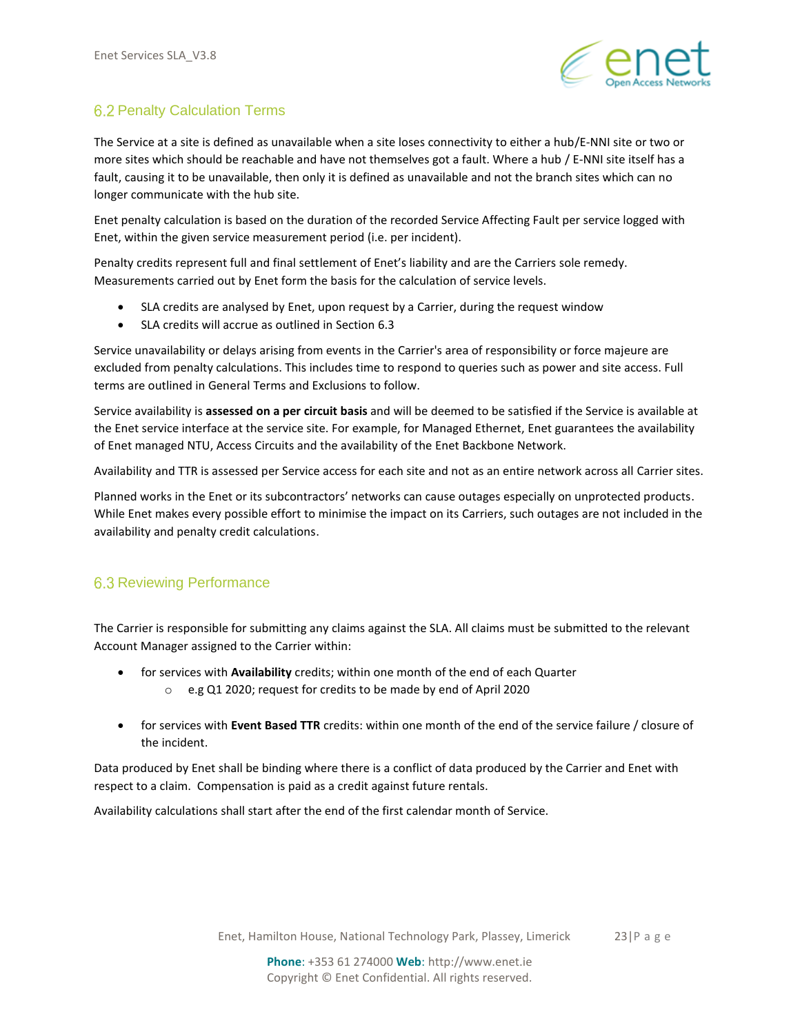## 6.2 Penalty Calculation Terms

The Service at a site is defined as unavailable when a site loses connectivity to either a hub/E-NNI site or two or more sites which should be reachable and have not themselves got a fault. Where a hub / E-NNI site itself has a fault, causing it to be unavailable, then only it is defined as unavailable and not the branch sites which can no longer communicate with the hub site.

Enet penalty calculation is based on the duration of the recorded Service Affecting Fault per service logged with Enet, within the given service measurement period (i.e. per incident).

Penalty credits represent full and final settlement of Enet's liability and are the Carriers sole remedy. Measurements carried out by Enet form the basis for the calculation of service levels.

- SLA credits are analysed by Enet, upon request by a Carrier, during the request window
- SLA credits will accrue as outlined in Section 6.3

Service unavailability or delays arising from events in the Carrier's area of responsibility or force majeure are excluded from penalty calculations. This includes time to respond to queries such as power and site access. Full terms are outlined in General Terms and Exclusions to follow.

Service availability is **assessed on a per circuit basis** and will be deemed to be satisfied if the Service is available at the Enet service interface at the service site. For example, for Managed Ethernet, Enet guarantees the availability of Enet managed NTU, Access Circuits and the availability of the Enet Backbone Network.

Availability and TTR is assessed per Service access for each site and not as an entire network across all Carrier sites.

Planned works in the Enet or its subcontractors' networks can cause outages especially on unprotected products. While Enet makes every possible effort to minimise the impact on its Carriers, such outages are not included in the availability and penalty credit calculations.

## 6.3 Reviewing Performance

The Carrier is responsible for submitting any claims against the SLA. All claims must be submitted to the relevant Account Manager assigned to the Carrier within:

- for services with **Availability** credits; within one month of the end of each Quarter
  - e.g Q1 2020; request for credits to be made by end of April 2020

- for services with **Event Based TTR** credits: within one month of the end of the service failure / closure of the incident.

Data produced by Enet shall be binding where there is a conflict of data produced by the Carrier and Enet with respect to a claim. Compensation is paid as a credit against future rentals.

Availability calculations shall start after the end of the first calendar month of Service.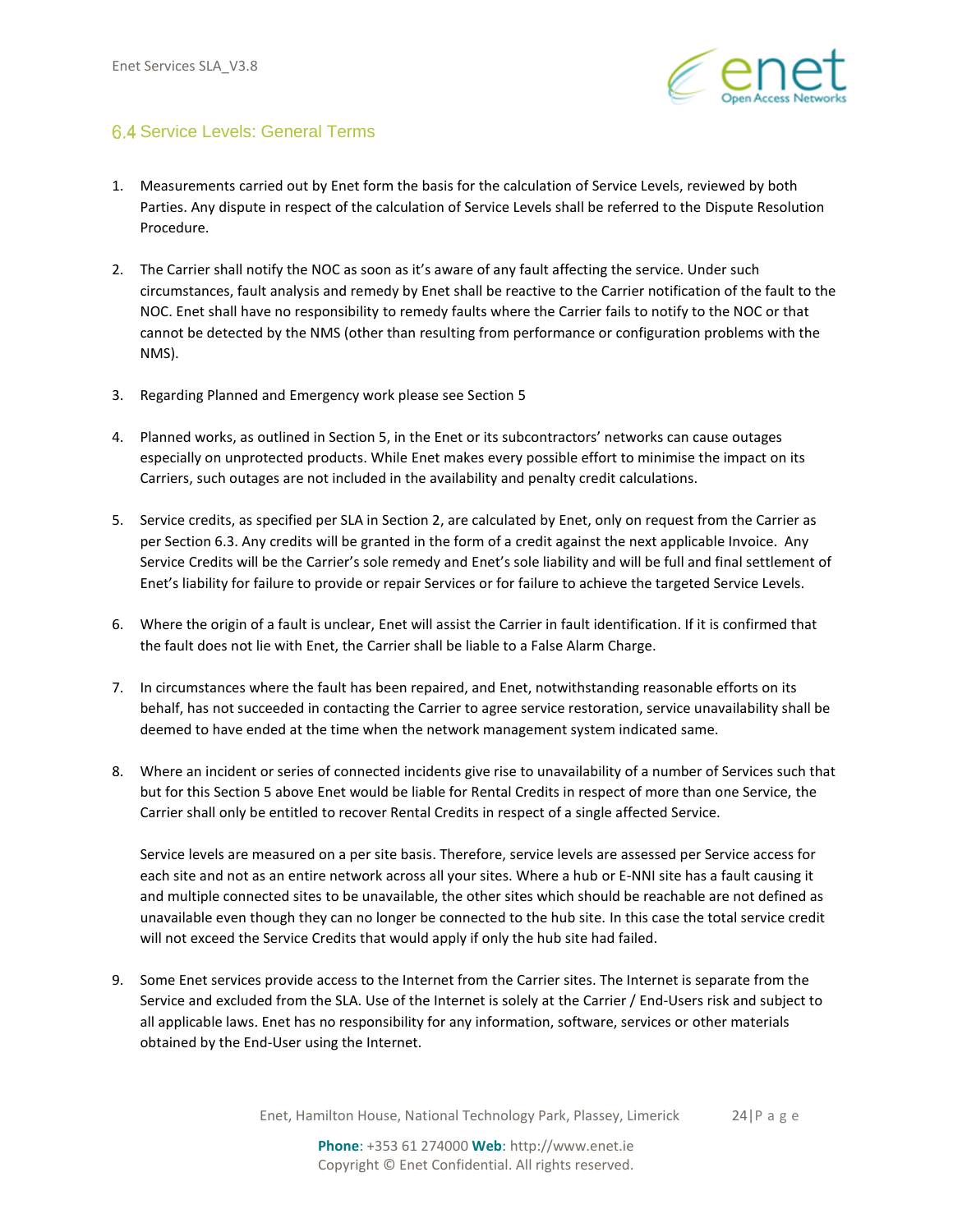## 6.4 Service Levels: General Terms

1. Measurements carried out by Enet form the basis for the calculation of Service Levels, reviewed by both Parties. Any dispute in respect of the calculation of Service Levels shall be referred to the Dispute Resolution Procedure.

2. The Carrier shall notify the NOC as soon as it's aware of any fault affecting the service. Under such circumstances, fault analysis and remedy by Enet shall be reactive to the Carrier notification of the fault to the NOC. Enet shall have no responsibility to remedy faults where the Carrier fails to notify to the NOC or that cannot be detected by the NMS (other than resulting from performance or configuration problems with the NMS).

3. Regarding Planned and Emergency work please see Section 5

4. Planned works, as outlined in Section 5, in the Enet or its subcontractors' networks can cause outages especially on unprotected products. While Enet makes every possible effort to minimise the impact on its Carriers, such outages are not included in the availability and penalty credit calculations.

5. Service credits, as specified per SLA in Section 2, are calculated by Enet, only on request from the Carrier as per Section 6.3. Any credits will be granted in the form of a credit against the next applicable Invoice. Any Service Credits will be the Carrier's sole remedy and Enet's sole liability and will be full and final settlement of Enet's liability for failure to provide or repair Services or for failure to achieve the targeted Service Levels.

6. Where the origin of a fault is unclear, Enet will assist the Carrier in fault identification. If it is confirmed that the fault does not lie with Enet, the Carrier shall be liable to a False Alarm Charge.

7. In circumstances where the fault has been repaired, and Enet, notwithstanding reasonable efforts on its behalf, has not succeeded in contacting the Carrier to agree service restoration, service unavailability shall be deemed to have ended at the time when the network management system indicated same.

8. Where an incident or series of connected incidents give rise to unavailability of a number of Services such that but for this Section 5 above Enet would be liable for Rental Credits in respect of more than one Service, the Carrier shall only be entitled to recover Rental Credits in respect of a single affected Service.

   Service levels are measured on a per site basis. Therefore, service levels are assessed per Service access for each site and not as an entire network across all your sites. Where a hub or E-NNI site has a fault causing it and multiple connected sites to be unavailable, the other sites which should be reachable are not defined as unavailable even though they can no longer be connected to the hub site. In this case the total service credit will not exceed the Service Credits that would apply if only the hub site had failed.

9. Some Enet services provide access to the Internet from the Carrier sites. The Internet is separate from the Service and excluded from the SLA. Use of the Internet is solely at the Carrier / End-Users risk and subject to all applicable laws. Enet has no responsibility for any information, software, services or other materials obtained by the End-User using the Internet.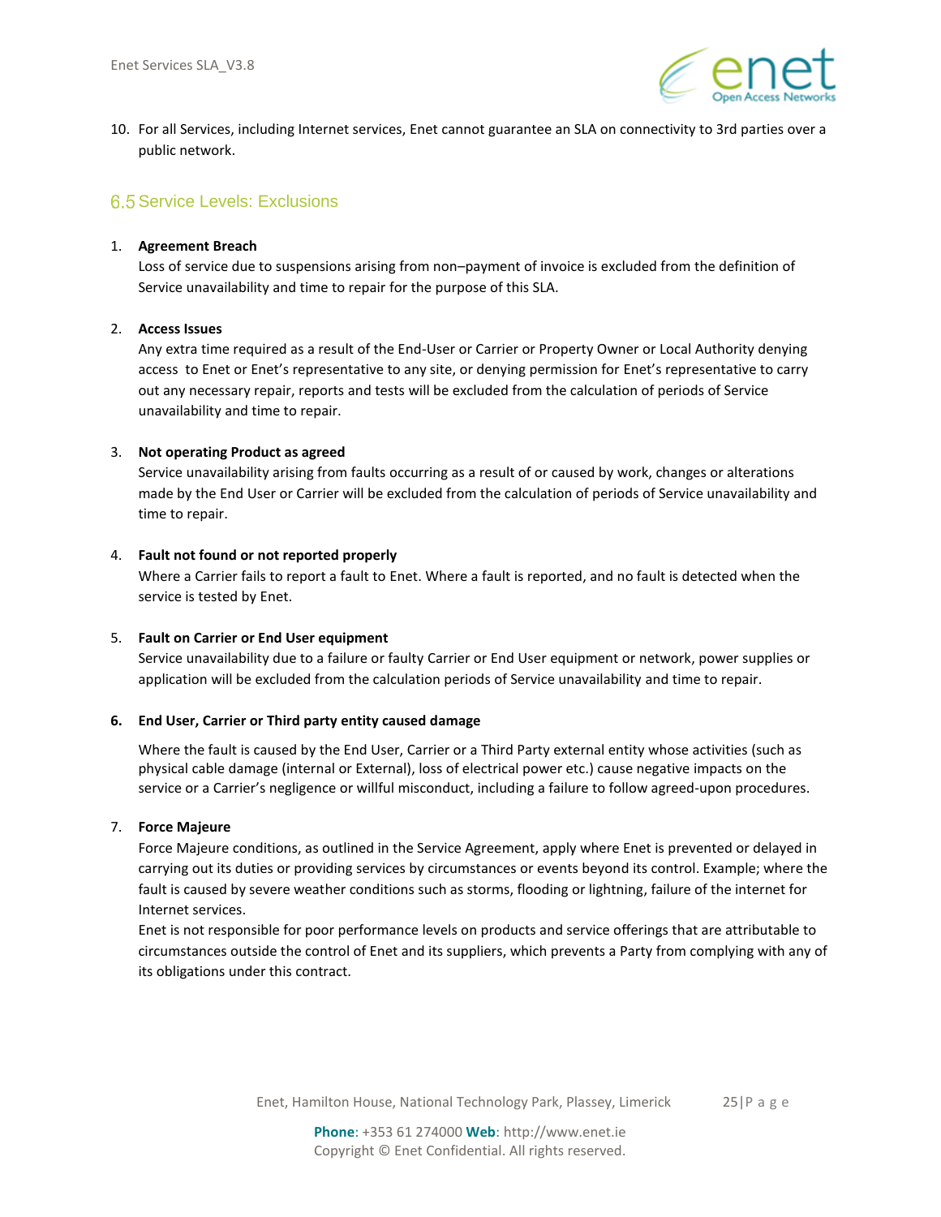10. For all Services, including Internet services, Enet cannot guarantee an SLA on connectivity to 3rd parties over a public network.

## 6.5 Service Levels: Exclusions

1. **Agreement Breach**
   Loss of service due to suspensions arising from non–payment of invoice is excluded from the definition of Service unavailability and time to repair for the purpose of this SLA.

2. **Access Issues**
   Any extra time required as a result of the End-User or Carrier or Property Owner or Local Authority denying access to Enet or Enet's representative to any site, or denying permission for Enet's representative to carry out any necessary repair, reports and tests will be excluded from the calculation of periods of Service unavailability and time to repair.

3. **Not operating Product as agreed**
   Service unavailability arising from faults occurring as a result of or caused by work, changes or alterations made by the End User or Carrier will be excluded from the calculation of periods of Service unavailability and time to repair.

4. **Fault not found or not reported properly**
   Where a Carrier fails to report a fault to Enet. Where a fault is reported, and no fault is detected when the service is tested by Enet.

5. **Fault on Carrier or End User equipment**
   Service unavailability due to a failure or faulty Carrier or End User equipment or network, power supplies or application will be excluded from the calculation periods of Service unavailability and time to repair.

6. **End User, Carrier or Third party entity caused damage**

   Where the fault is caused by the End User, Carrier or a Third Party external entity whose activities (such as physical cable damage (internal or External), loss of electrical power etc.) cause negative impacts on the service or a Carrier's negligence or willful misconduct, including a failure to follow agreed-upon procedures.

7. **Force Majeure**
   Force Majeure conditions, as outlined in the Service Agreement, apply where Enet is prevented or delayed in carrying out its duties or providing services by circumstances or events beyond its control. Example; where the fault is caused by severe weather conditions such as storms, flooding or lightning, failure of the internet for Internet services.
   Enet is not responsible for poor performance levels on products and service offerings that are attributable to circumstances outside the control of Enet and its suppliers, which prevents a Party from complying with any of its obligations under this contract.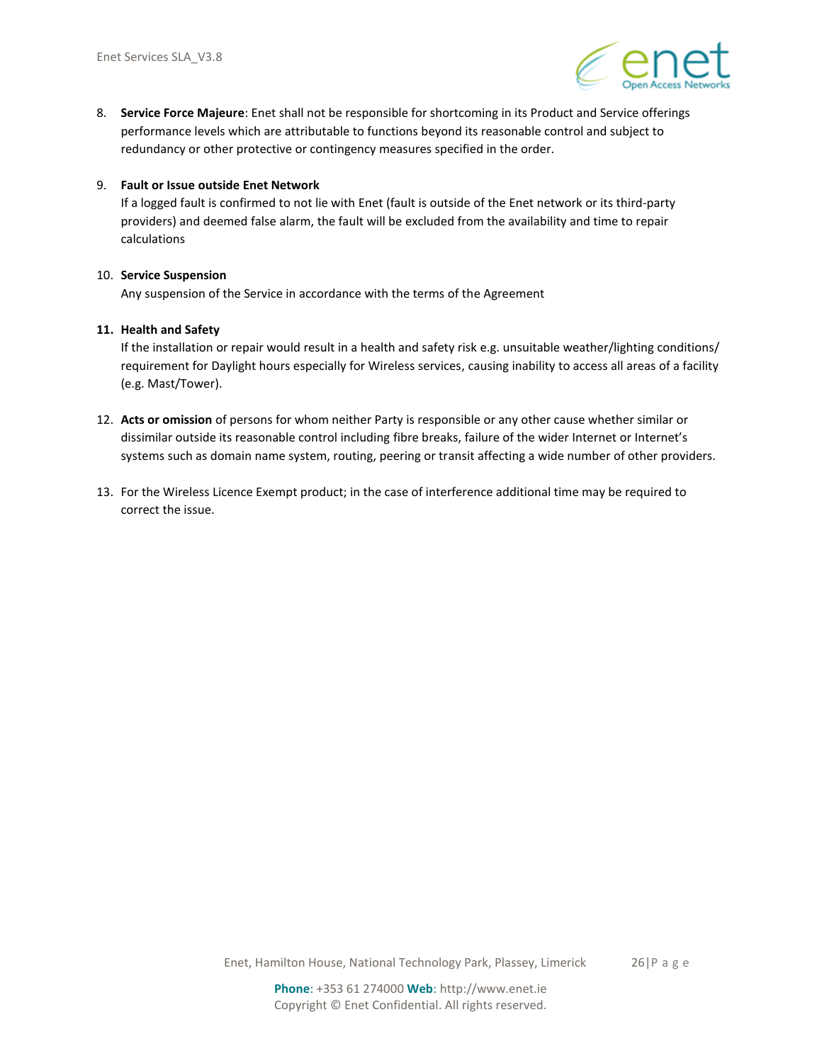8. **Service Force Majeure**: Enet shall not be responsible for shortcoming in its Product and Service offerings performance levels which are attributable to functions beyond its reasonable control and subject to redundancy or other protective or contingency measures specified in the order.

9. **Fault or Issue outside Enet Network**
   If a logged fault is confirmed to not lie with Enet (fault is outside of the Enet network or its third-party providers) and deemed false alarm, the fault will be excluded from the availability and time to repair calculations

10. **Service Suspension**
    Any suspension of the Service in accordance with the terms of the Agreement

11. **Health and Safety**
    If the installation or repair would result in a health and safety risk e.g. unsuitable weather/lighting conditions/ requirement for Daylight hours especially for Wireless services, causing inability to access all areas of a facility (e.g. Mast/Tower).

12. **Acts or omission** of persons for whom neither Party is responsible or any other cause whether similar or dissimilar outside its reasonable control including fibre breaks, failure of the wider Internet or Internet's systems such as domain name system, routing, peering or transit affecting a wide number of other providers.

13. For the Wireless Licence Exempt product; in the case of interference additional time may be required to correct the issue.